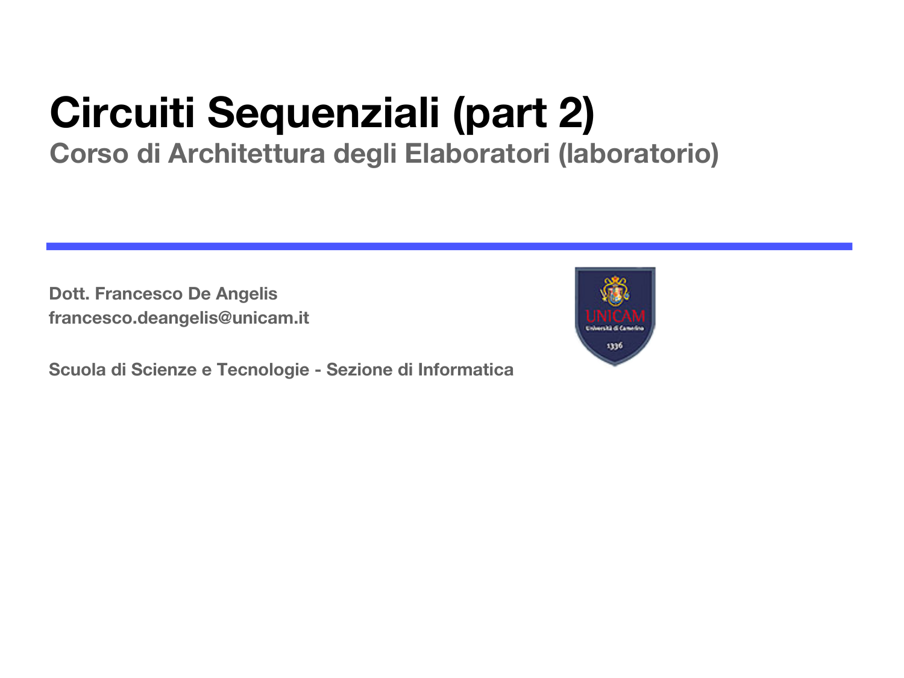# Circuiti Sequenziali (part 2)

## Corso di Architettura degli Elaboratori (laboratorio)

**Dott. Francesco De Angelis**
**francesco.deangelis@unicam.it**

**Scuola di Scienze e Tecnologie - Sezione di Informatica**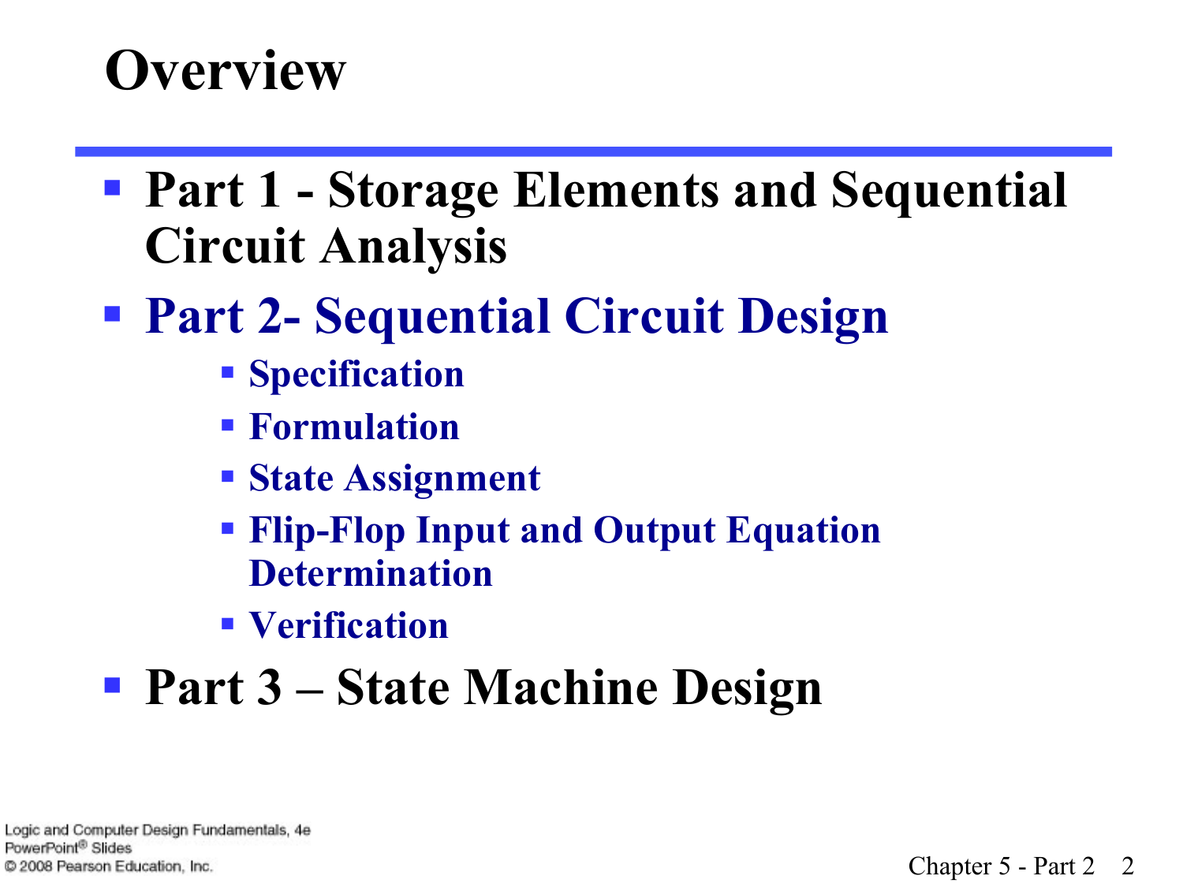# Overview

- Part 1 - Storage Elements and Sequential Circuit Analysis
- Part 2- Sequential Circuit Design
  - Specification
  - Formulation
  - State Assignment
  - Flip-Flop Input and Output Equation Determination
  - Verification
- Part 3 – State Machine Design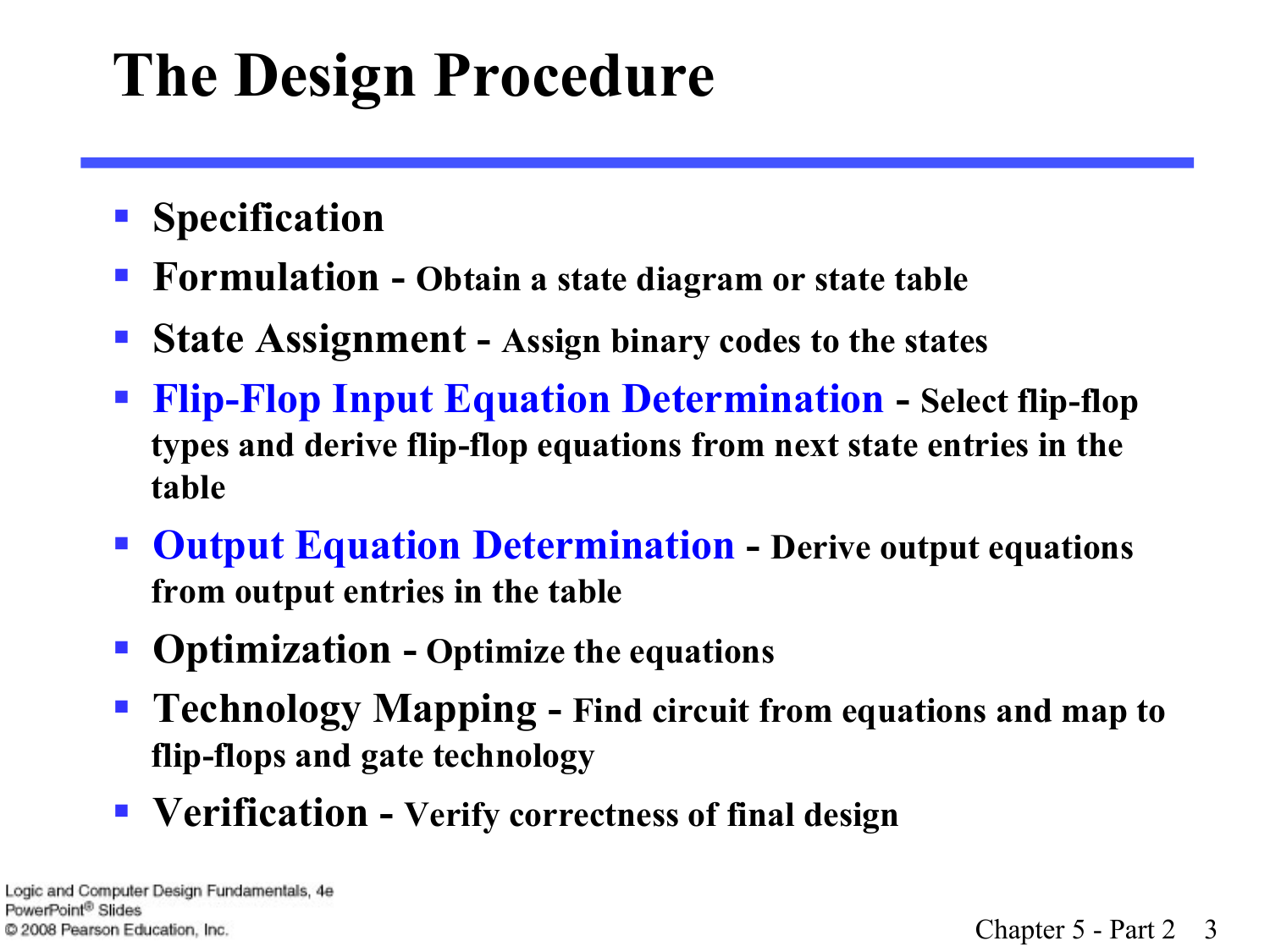# The Design Procedure

- **Specification**
- **Formulation - Obtain a state diagram or state table**
- **State Assignment - Assign binary codes to the states**
- **Flip-Flop Input Equation Determination - Select flip-flop types and derive flip-flop equations from next state entries in the table**
- **Output Equation Determination - Derive output equations from output entries in the table**
- **Optimization - Optimize the equations**
- **Technology Mapping - Find circuit from equations and map to flip-flops and gate technology**
- **Verification - Verify correctness of final design**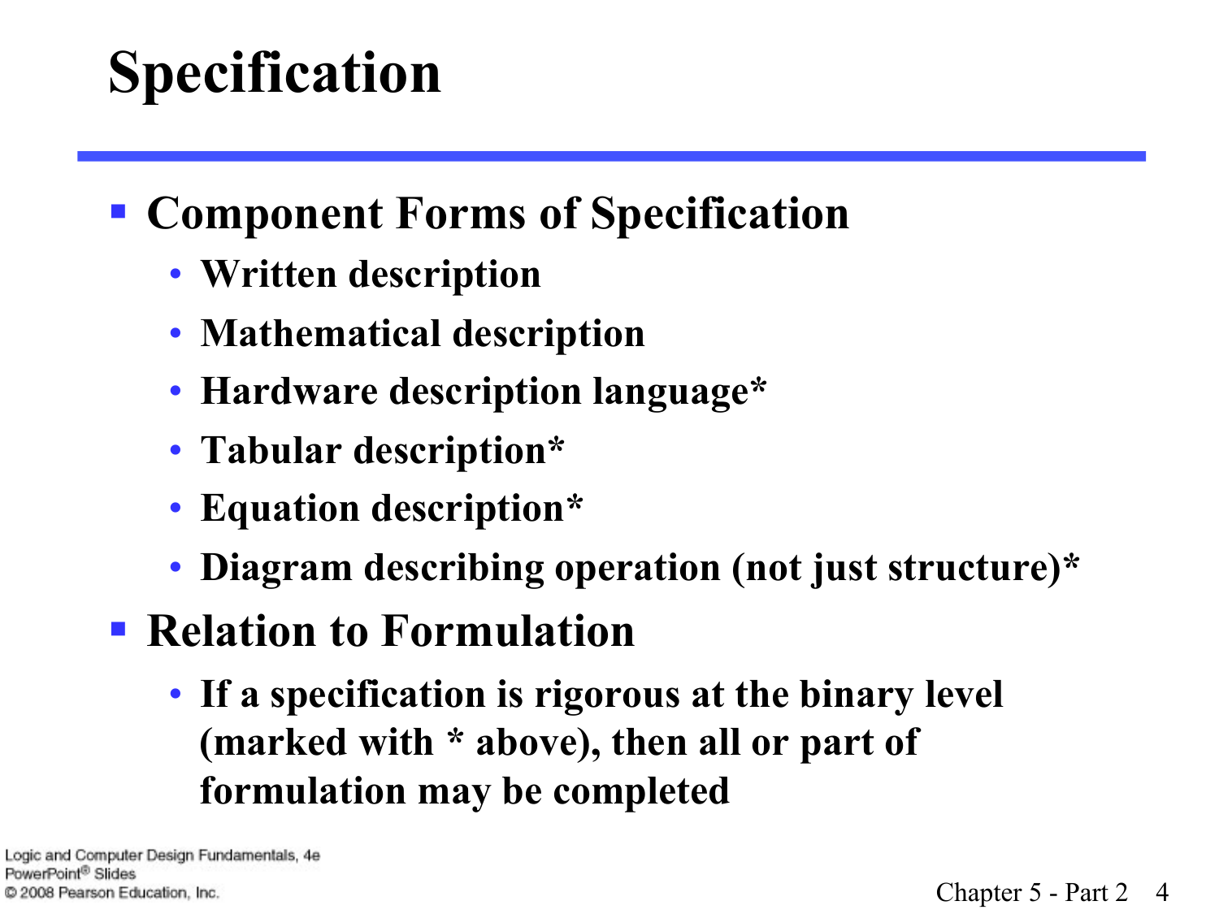# Specification

- **Component Forms of Specification**
  - **Written description**
  - **Mathematical description**
  - **Hardware description language***
  - **Tabular description***
  - **Equation description***
  - **Diagram describing operation (not just structure)***
- **Relation to Formulation**
  - **If a specification is rigorous at the binary level (marked with * above), then all or part of formulation may be completed**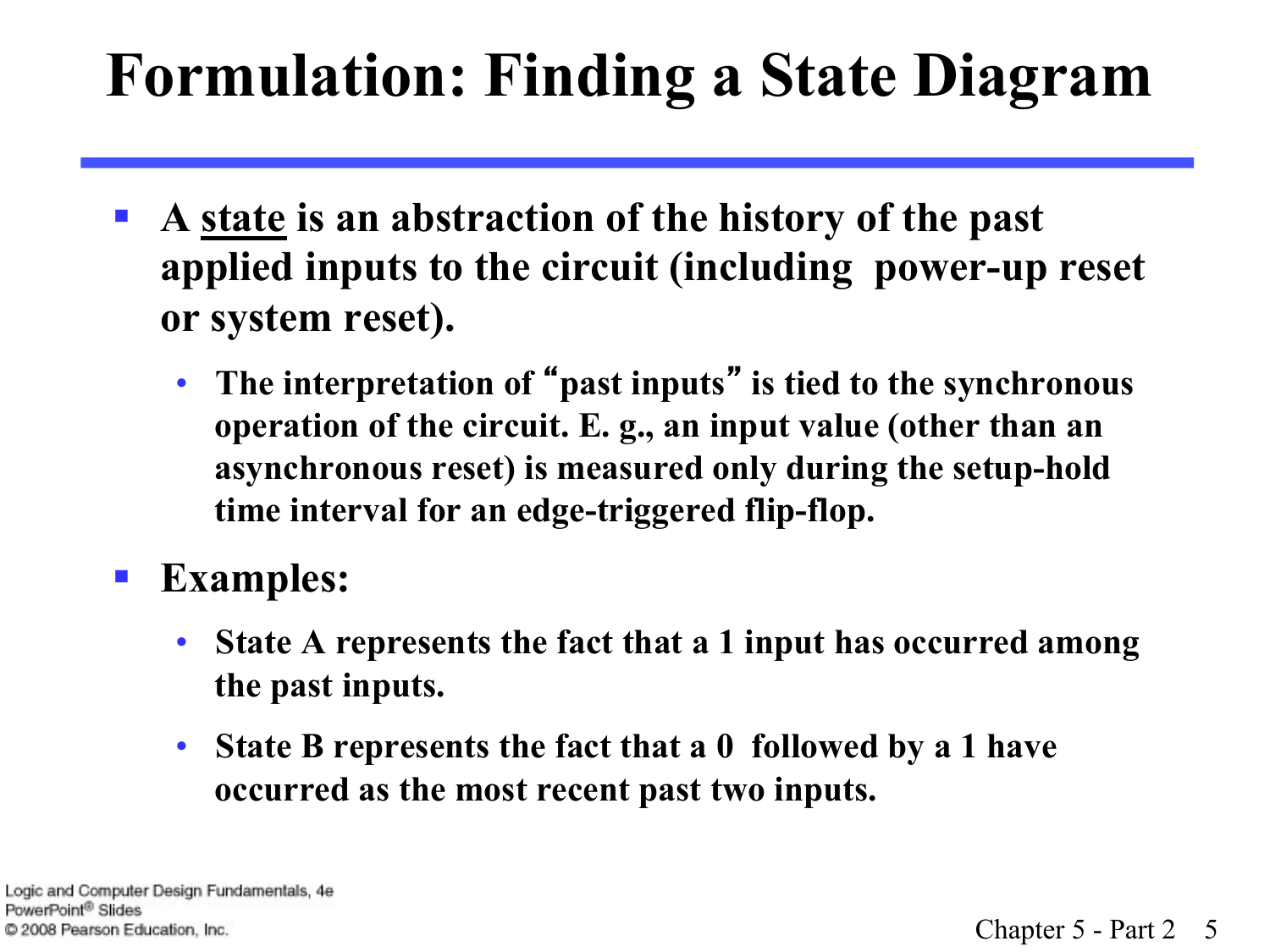# Formulation: Finding a State Diagram

- A <u>state</u> is an abstraction of the history of the past applied inputs to the circuit (including power-up reset or system reset).
  - The interpretation of "past inputs" is tied to the synchronous operation of the circuit. E. g., an input value (other than an asynchronous reset) is measured only during the setup-hold time interval for an edge-triggered flip-flop.
- Examples:
  - State A represents the fact that a 1 input has occurred among the past inputs.
  - State B represents the fact that a 0 followed by a 1 have occurred as the most recent past two inputs.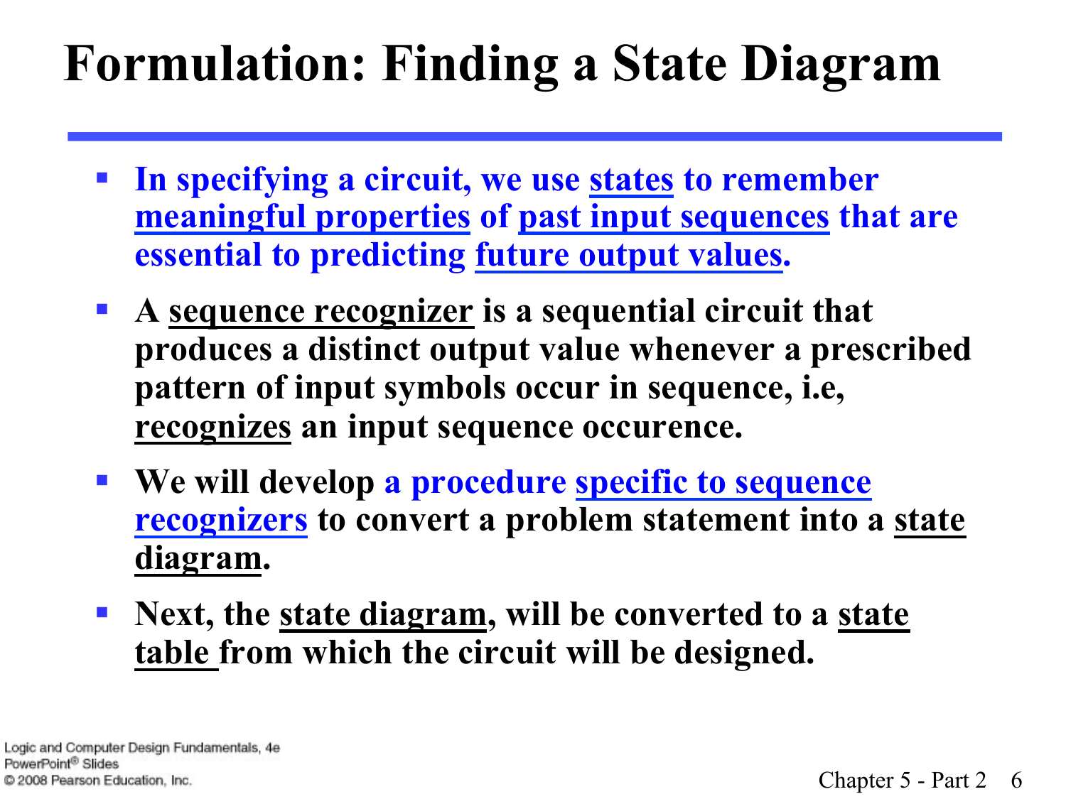# Formulation: Finding a State Diagram

- In specifying a circuit, we use states to remember meaningful properties of past input sequences that are essential to predicting future output values.
- A sequence recognizer is a sequential circuit that produces a distinct output value whenever a prescribed pattern of input symbols occur in sequence, i.e, recognizes an input sequence occurence.
- We will develop a procedure specific to sequence recognizers to convert a problem statement into a state diagram.
- Next, the state diagram, will be converted to a state table from which the circuit will be designed.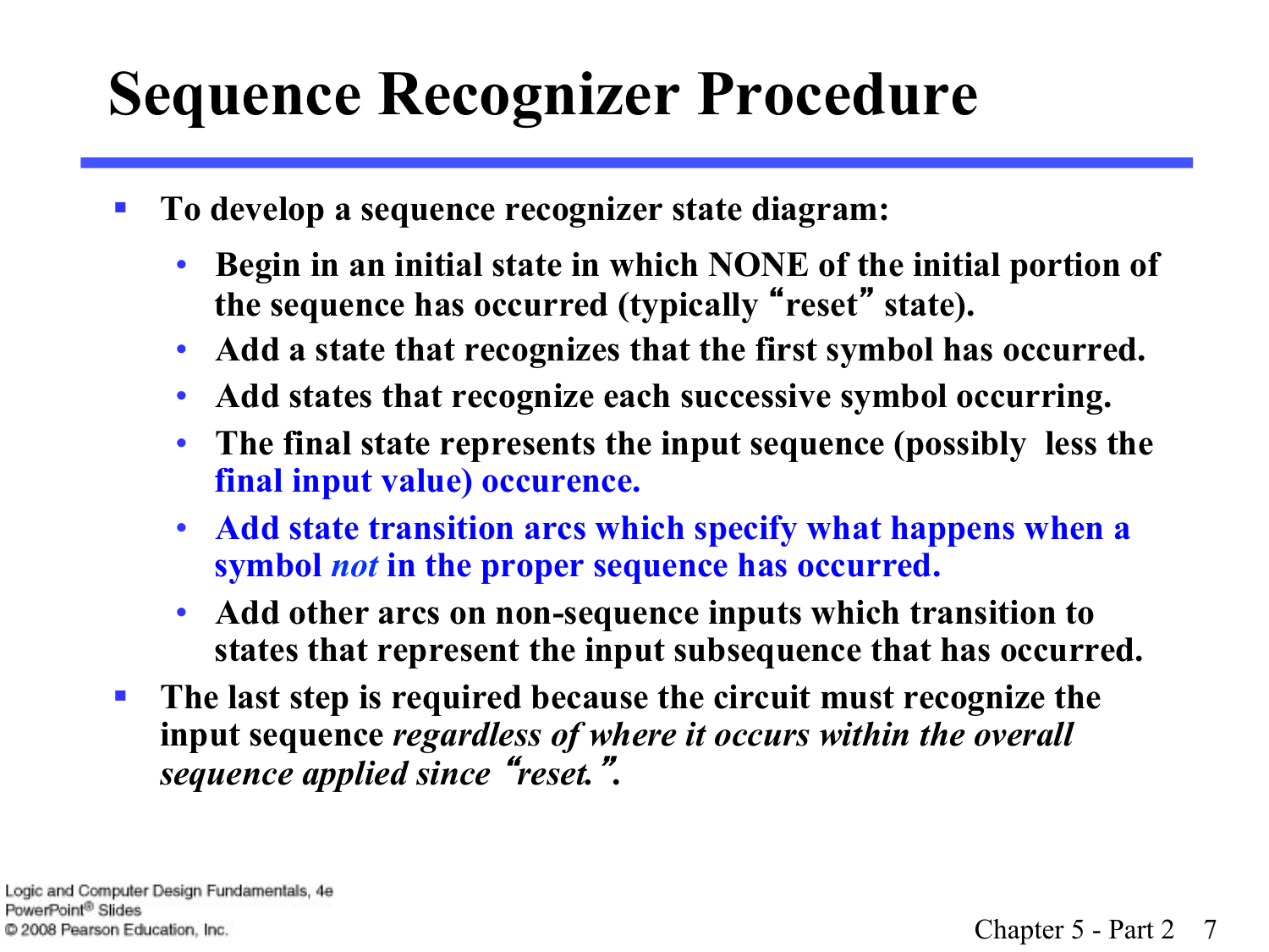# Sequence Recognizer Procedure

- To develop a sequence recognizer state diagram:
  - Begin in an initial state in which NONE of the initial portion of the sequence has occurred (typically "reset" state).
  - Add a state that recognizes that the first symbol has occurred.
  - Add states that recognize each successive symbol occurring.
  - The final state represents the input sequence (possibly less the final input value) occurence.
  - Add state transition arcs which specify what happens when a symbol *not* in the proper sequence has occurred.
  - Add other arcs on non-sequence inputs which transition to states that represent the input subsequence that has occurred.
- The last step is required because the circuit must recognize the input sequence *regardless of where it occurs within the overall sequence applied since "reset."*.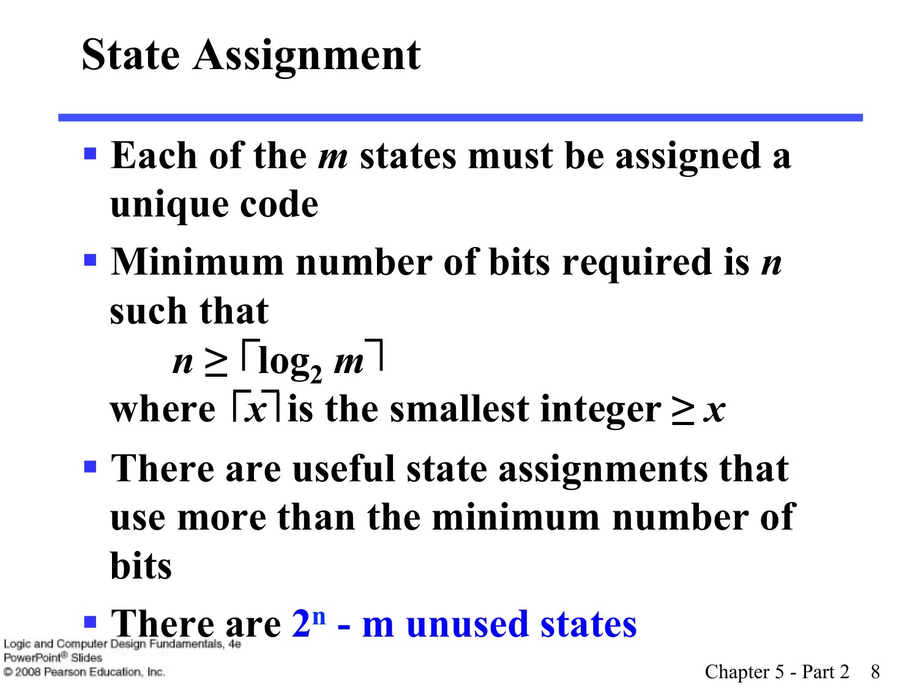# State Assignment

- **Each of the *m* states must be assigned a unique code**
- **Minimum number of bits required is *n* such that**

  $$n \geq \lceil \log_2 m \rceil$$

  **where $\lceil x \rceil$ is the smallest integer $\geq x$**
- **There are useful state assignments that use more than the minimum number of bits**
- **There are $2^n - m$ unused states**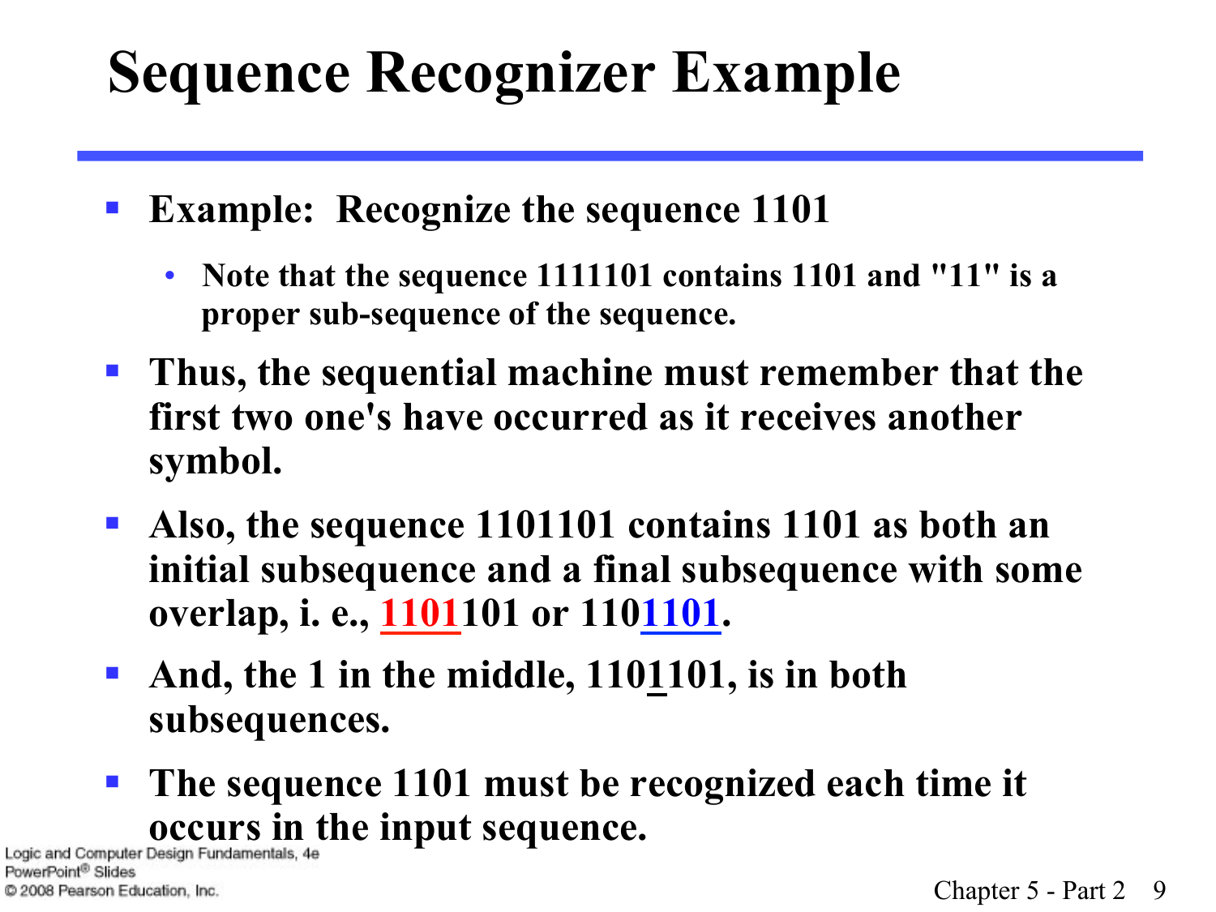# Sequence Recognizer Example

- **Example: Recognize the sequence 1101**
  - **Note that the sequence 1111101 contains 1101 and "11" is a proper sub-sequence of the sequence.**
- **Thus, the sequential machine must remember that the first two one's have occurred as it receives another symbol.**
- **Also, the sequence 1101101 contains 1101 as both an initial subsequence and a final subsequence with some overlap, i. e., <u>1101</u>101 or 110<u>1101</u>.**
- **And, the 1 in the middle, 110<u>1</u>101, is in both subsequences.**
- **The sequence 1101 must be recognized each time it occurs in the input sequence.**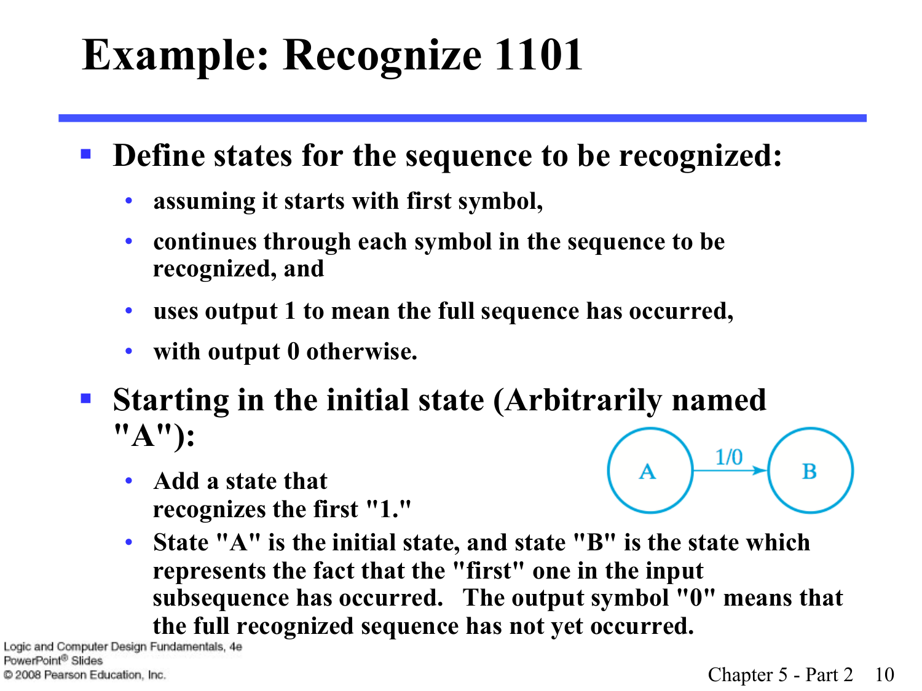# Example: Recognize 1101

- **Define states for the sequence to be recognized:**
  - assuming it starts with first symbol,
  - continues through each symbol in the sequence to be recognized, and
  - uses output 1 to mean the full sequence has occurred,
  - with output 0 otherwise.
- **Starting in the initial state (Arbitrarily named "A"):**
  - Add a state that recognizes the first "1."
  - State "A" is the initial state, and state "B" is the state which represents the fact that the "first" one in the input subsequence has occurred. The output symbol "0" means that the full recognized sequence has not yet occurred.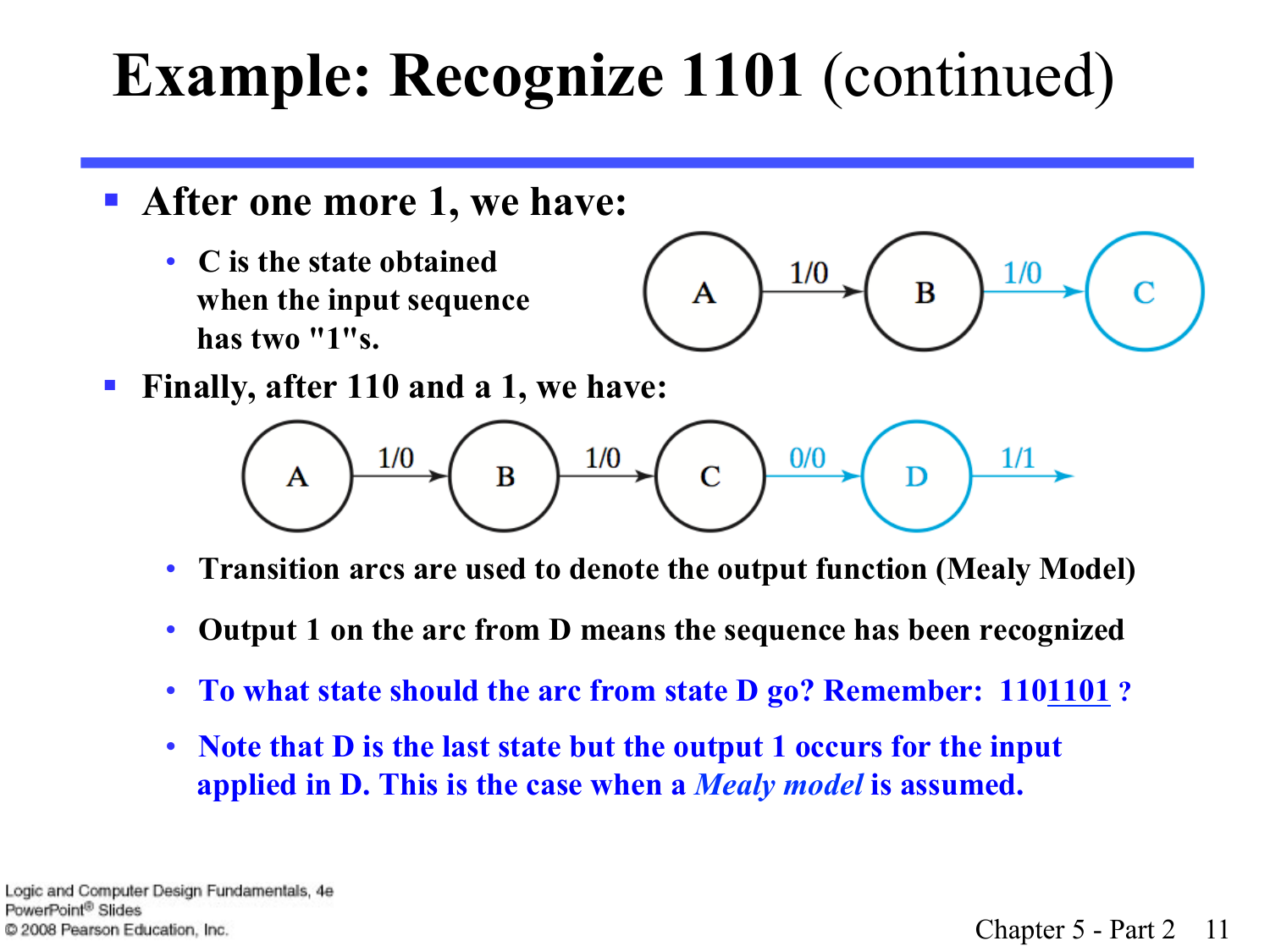# Example: Recognize 1101 (continued)

- **After one more 1, we have:**
  - **C is the state obtained when the input sequence has two "1"s.**

- **Finally, after 110 and a 1, we have:**
  - **Transition arcs are used to denote the output function (Mealy Model)**
  - **Output 1 on the arc from D means the sequence has been recognized**
  - **To what state should the arc from state D go? Remember: 110<u>1101</u> ?**
  - **Note that D is the last state but the output 1 occurs for the input applied in D. This is the case when a *Mealy model* is assumed.**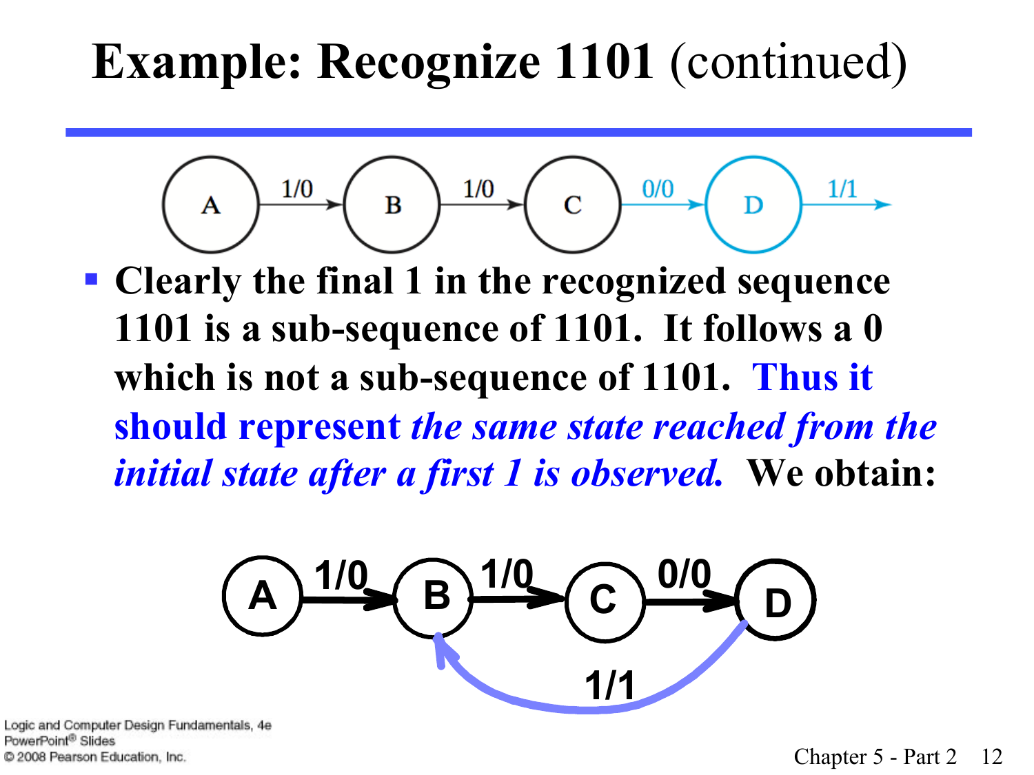# Example: Recognize 1101 (continued)

- **Clearly the final 1 in the recognized sequence 1101 is a sub-sequence of 1101. It follows a 0 which is not a sub-sequence of 1101. Thus it should represent *the same state reached from the initial state after a first 1 is observed.* We obtain:**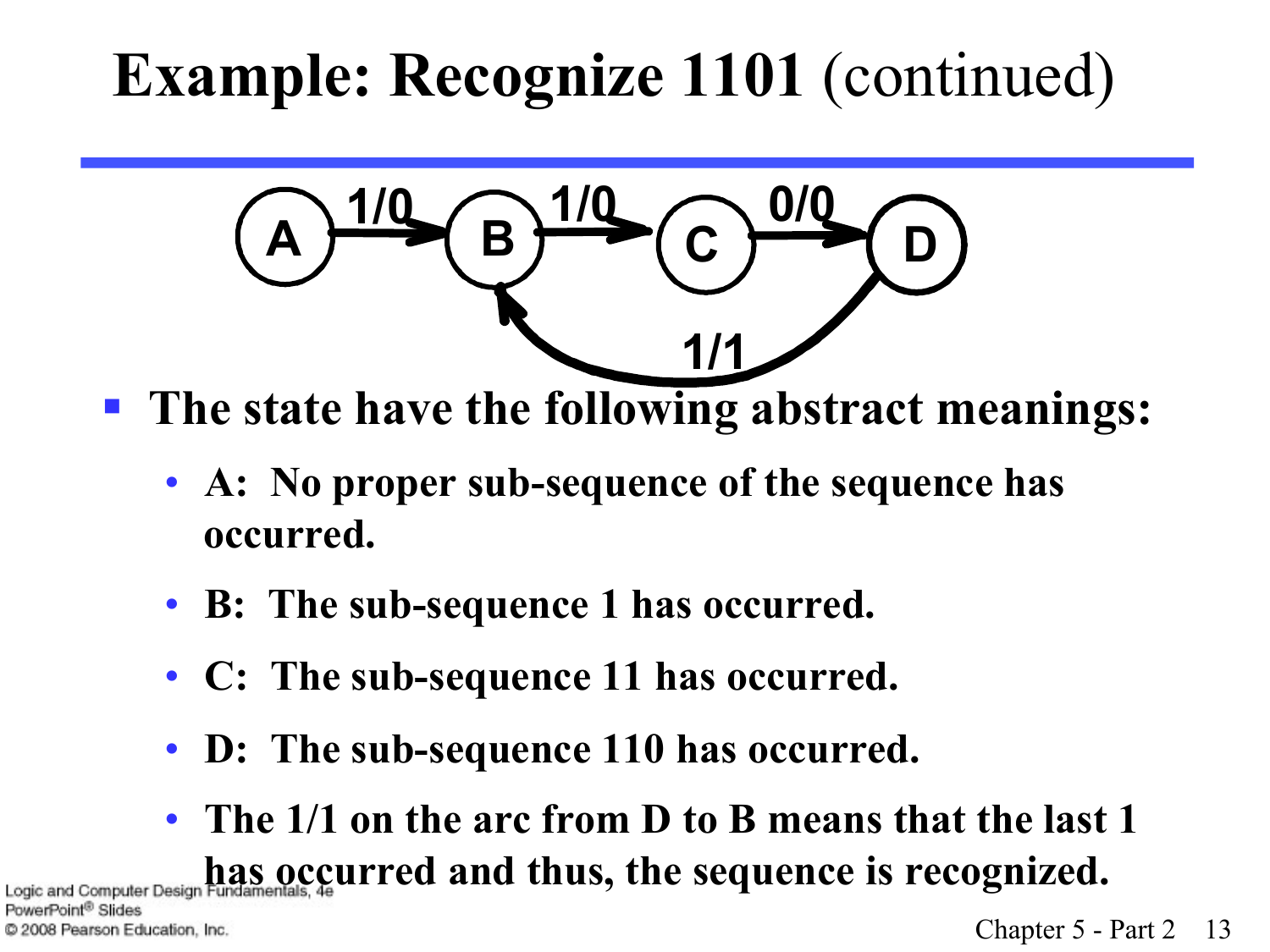# Example: Recognize 1101 (continued)

- **The state have the following abstract meanings:**
  - **A: No proper sub-sequence of the sequence has occurred.**
  - **B: The sub-sequence 1 has occurred.**
  - **C: The sub-sequence 11 has occurred.**
  - **D: The sub-sequence 110 has occurred.**
  - **The 1/1 on the arc from D to B means that the last 1 has occurred and thus, the sequence is recognized.**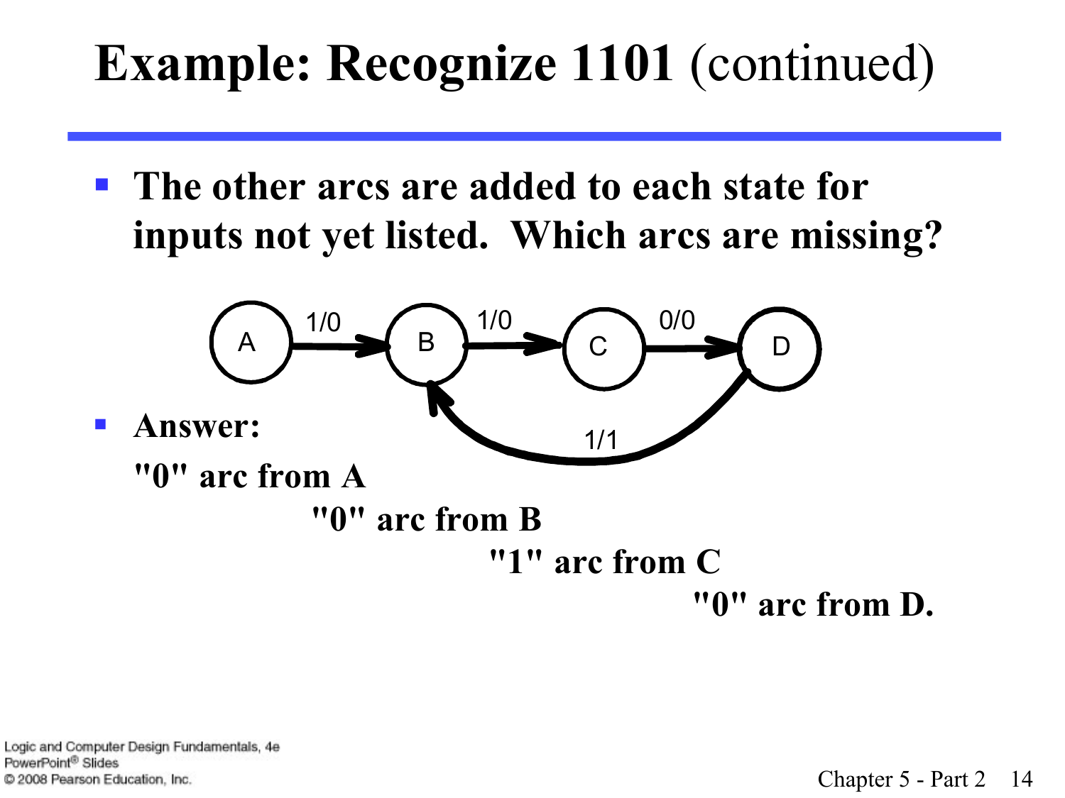# Example: Recognize 1101 (continued)

- **The other arcs are added to each state for inputs not yet listed. Which arcs are missing?**

- **Answer:**

**"0" arc from A**

**"0" arc from B**

**"1" arc from C**

**"0" arc from D.**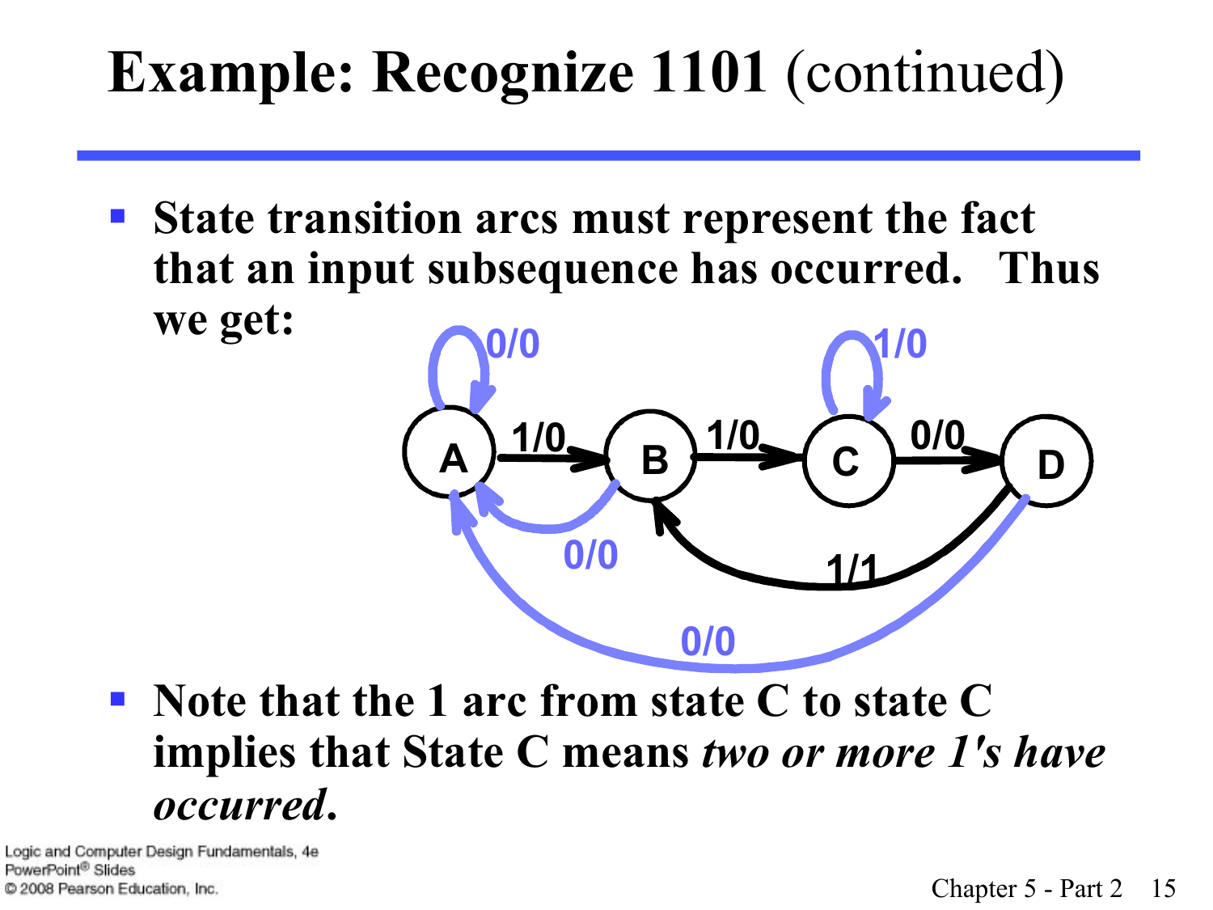# Example: Recognize 1101 (continued)

- **State transition arcs must represent the fact that an input subsequence has occurred. Thus we get:**

- **Note that the 1 arc from state C to state C implies that State C means *two or more 1's have occurred*.**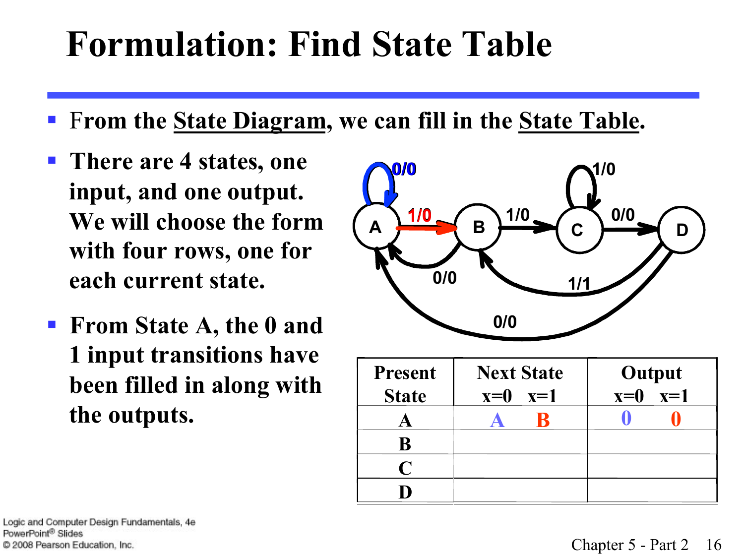# Formulation: Find State Table

- From the State Diagram, we can fill in the State Table.
- There are 4 states, one input, and one output. We will choose the form with four rows, one for each current state.
- From State A, the 0 and 1 input transitions have been filled in along with the outputs.

| Present State | Next State x=0 | Next State x=1 | Output x=0 | Output x=1 |
|---|---|---|---|---|
| A | A | B | 0 | 0 |
| B | | | | |
| C | | | | |
| D | | | | |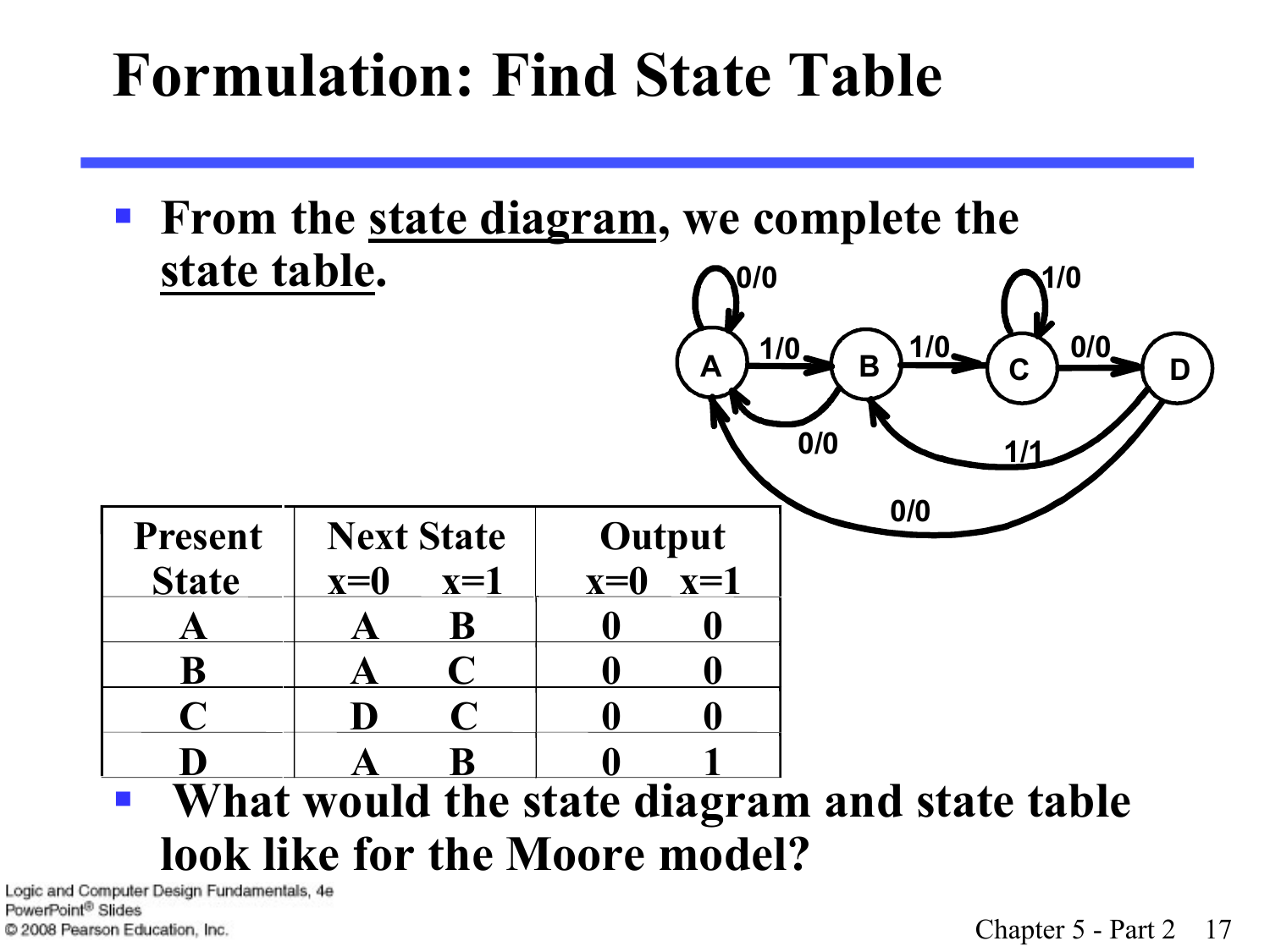# Formulation: Find State Table

- From the state diagram, we complete the state table.

| Present State | Next State | | Output | |
|---|---|---|---|---|
| | x=0 | x=1 | x=0 | x=1 |
| A | A | B | 0 | 0 |
| B | A | C | 0 | 0 |
| C | D | C | 0 | 0 |
| D | A | B | 0 | 1 |

- What would the state diagram and state table look like for the Moore model?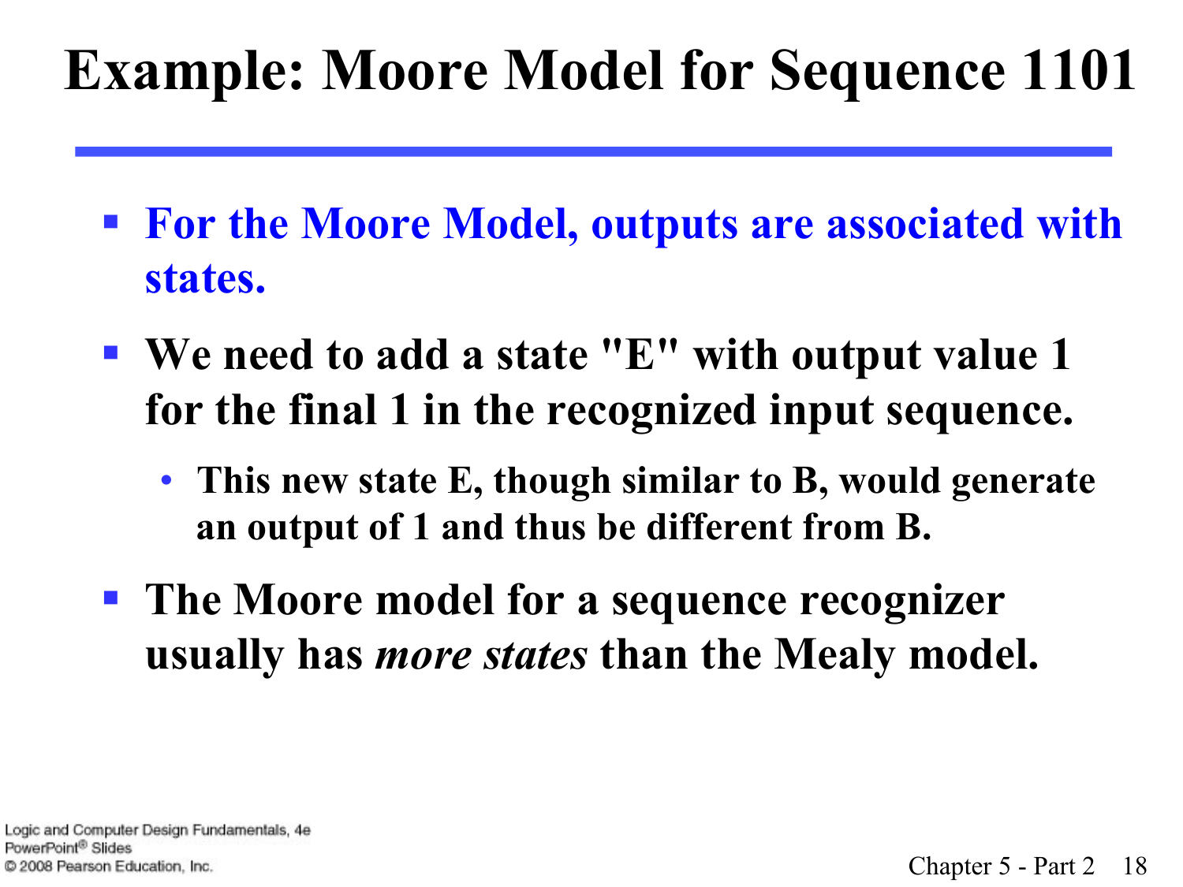# Example: Moore Model for Sequence 1101

- **For the Moore Model, outputs are associated with states.**
- **We need to add a state "E" with output value 1 for the final 1 in the recognized input sequence.**
  - **This new state E, though similar to B, would generate an output of 1 and thus be different from B.**
- **The Moore model for a sequence recognizer usually has *more states* than the Mealy model.**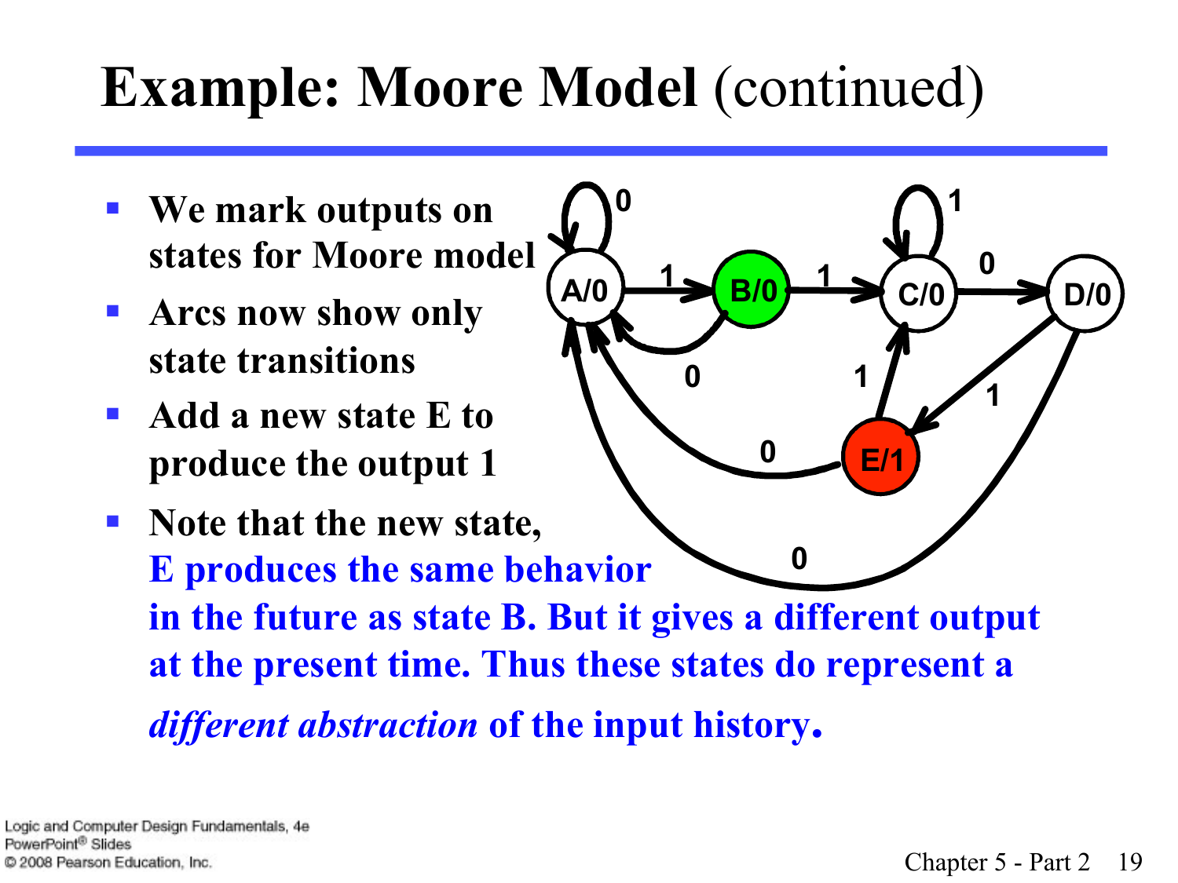# **Example: Moore Model** (continued)

- **We mark outputs on states for Moore model**
- **Arcs now show only state transitions**
- **Add a new state E to produce the output 1**
- **Note that the new state, E produces the same behavior in the future as state B. But it gives a different output at the present time. Thus these states do represent a *different abstraction* of the input history.**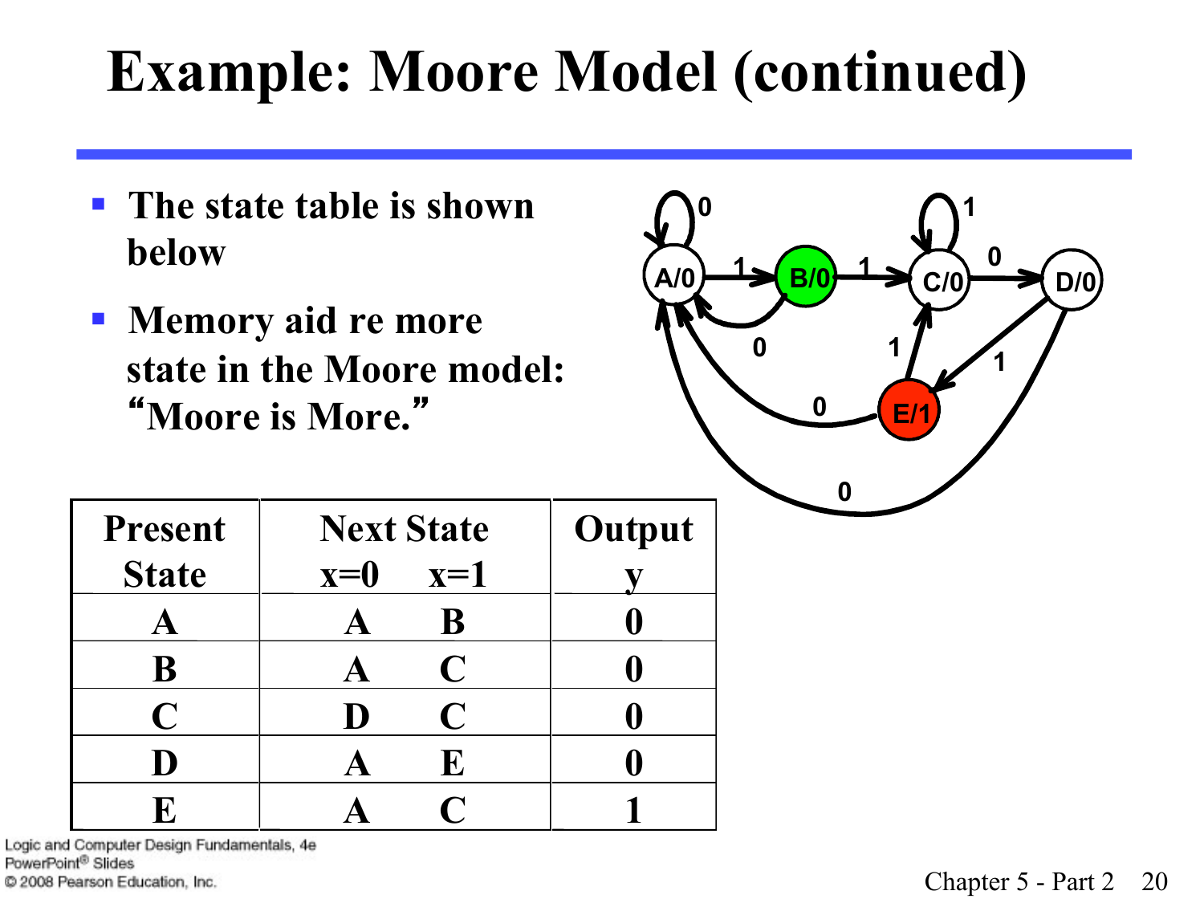# Example: Moore Model (continued)

- The state table is shown below
- Memory aid re more state in the Moore model: "Moore is More."

| Present State | Next State x=0 | Next State x=1 | Output y |
|---|---|---|---|
| A | A | B | 0 |
| B | A | C | 0 |
| C | D | C | 0 |
| D | A | E | 0 |
| E | A | C | 1 |

Logic and Computer Design Fundamentals, 4e
PowerPoint® Slides
© 2008 Pearson Education, Inc.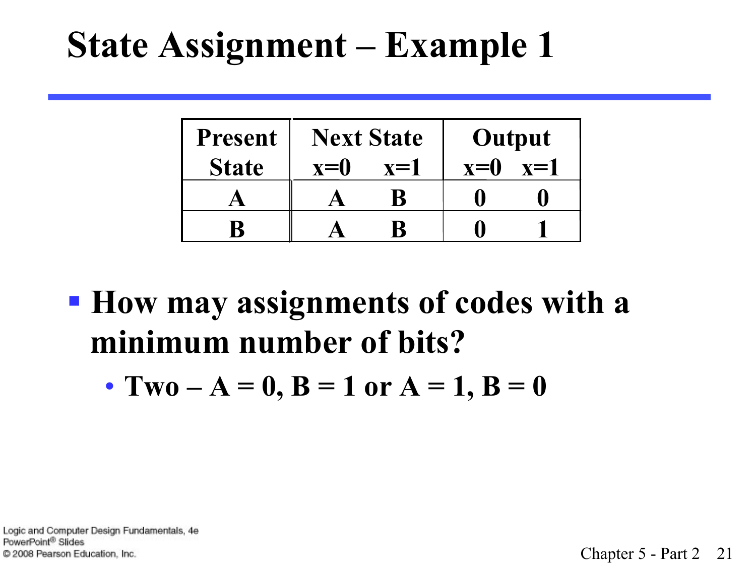# State Assignment – Example 1

| Present State | Next State | | Output | |
|---|---|---|---|---|
| | x=0 | x=1 | x=0 | x=1 |
| A | A | B | 0 | 0 |
| B | A | B | 0 | 1 |

- **How may assignments of codes with a minimum number of bits?**
  - **Two – A = 0, B = 1 or A = 1, B = 0**

Logic and Computer Design Fundamentals, 4e
PowerPoint® Slides
© 2008 Pearson Education, Inc.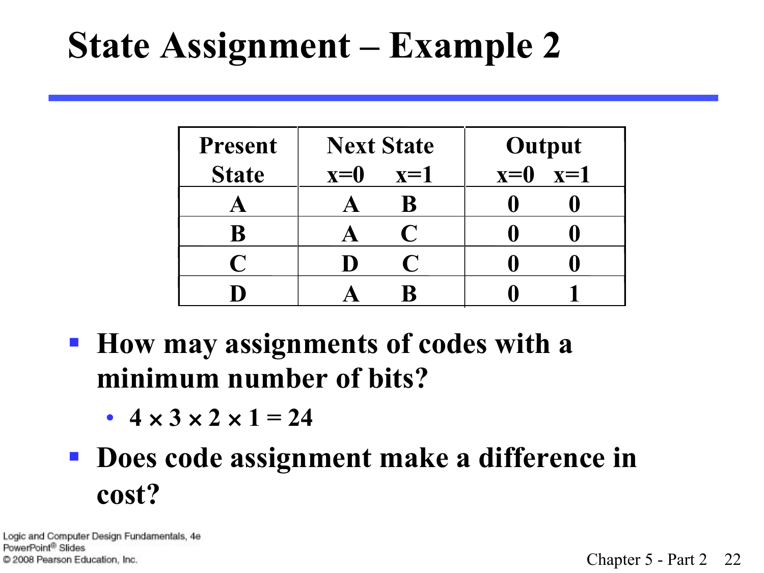# State Assignment – Example 2

| Present State | Next State | | Output | |
|---|---|---|---|---|
| | x=0 | x=1 | x=0 | x=1 |
| A | A | B | 0 | 0 |
| B | A | C | 0 | 0 |
| C | D | C | 0 | 0 |
| D | A | B | 0 | 1 |

- **How may assignments of codes with a minimum number of bits?**
  - **$4 \times 3 \times 2 \times 1 = 24$**
- **Does code assignment make a difference in cost?**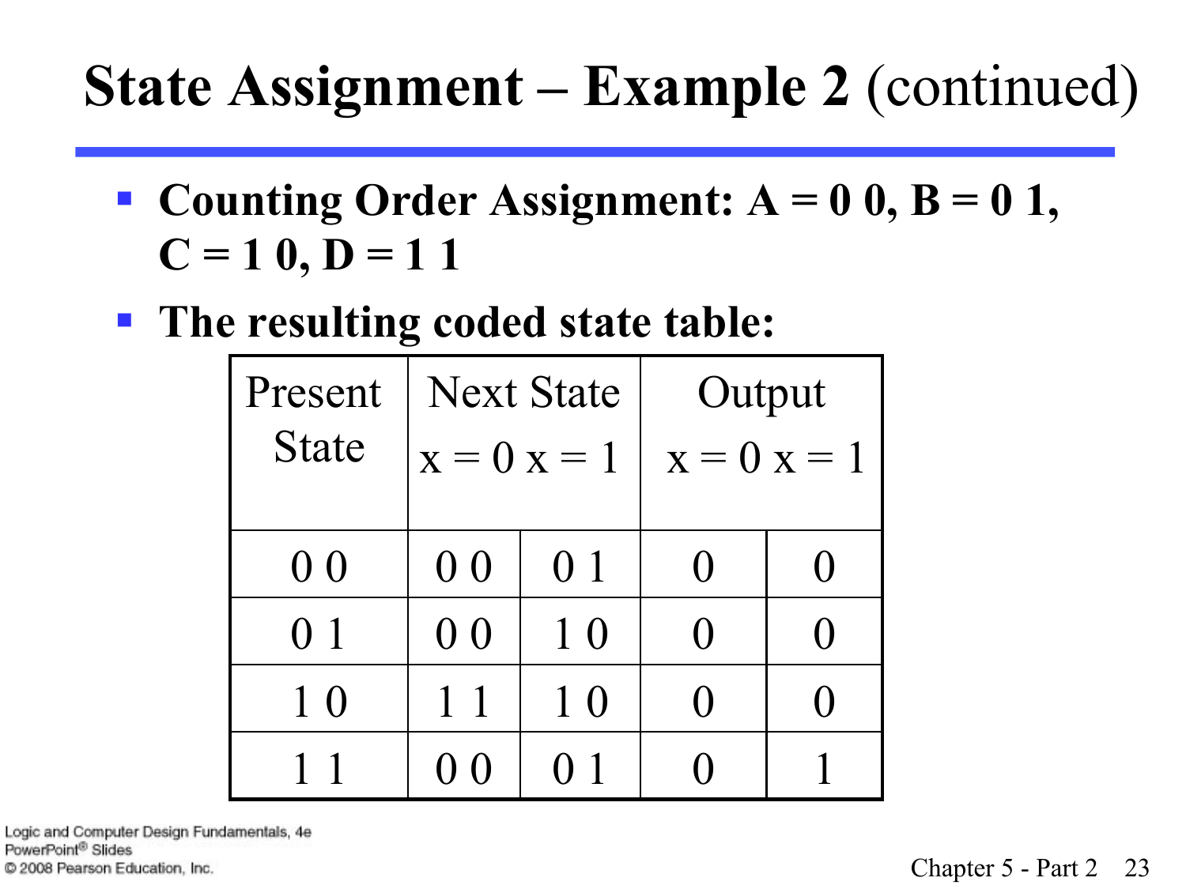# State Assignment – Example 2 (continued)

- **Counting Order Assignment: A = 0 0, B = 0 1, C = 1 0, D = 1 1**
- **The resulting coded state table:**

| Present State | Next State | | Output | |
|---|---|---|---|---|
| | x = 0 | x = 1 | x = 0 | x = 1 |
| 0 0 | 0 0 | 0 1 | 0 | 0 |
| 0 1 | 0 0 | 1 0 | 0 | 0 |
| 1 0 | 1 1 | 1 0 | 0 | 0 |
| 1 1 | 0 0 | 0 1 | 0 | 1 |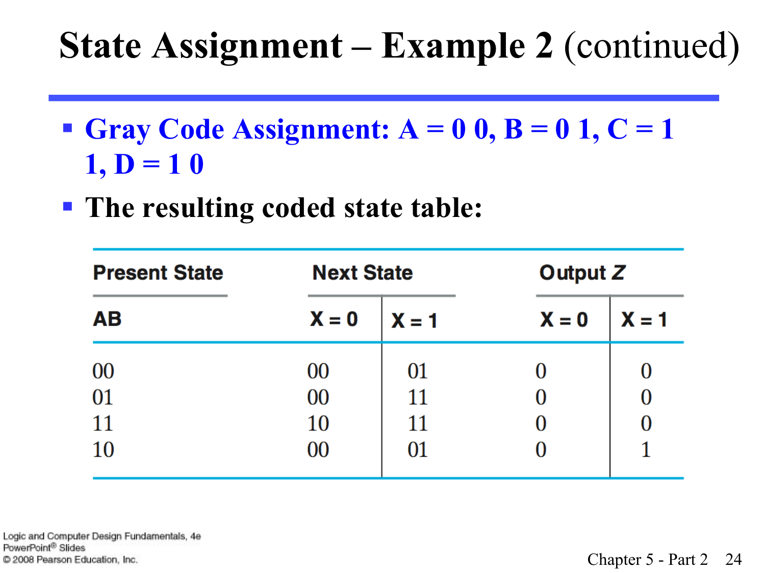# State Assignment – Example 2 (continued)

- **Gray Code Assignment: A = 0 0, B = 0 1, C = 1 1, D = 1 0**
- **The resulting coded state table:**

| Present State | Next State | | Output $Z$ | |
|---|---|---|---|---|
| **AB** | **X = 0** | **X = 1** | **X = 0** | **X = 1** |
| 00 | 00 | 01 | 0 | 0 |
| 01 | 00 | 11 | 0 | 0 |
| 11 | 10 | 11 | 0 | 0 |
| 10 | 00 | 01 | 0 | 1 |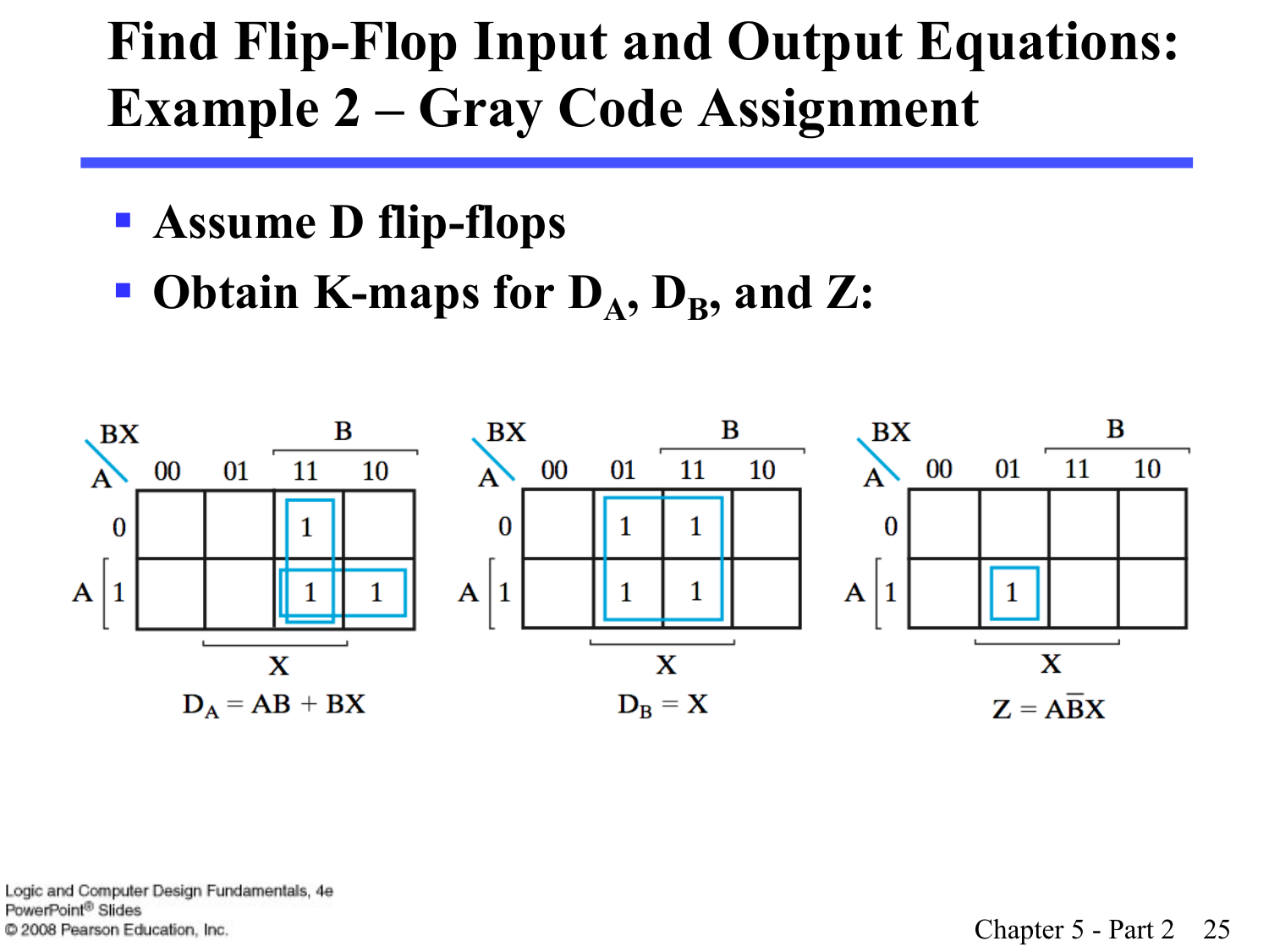# Find Flip-Flop Input and Output Equations: Example 2 – Gray Code Assignment

- Assume D flip-flops
- Obtain K-maps for $D_A$, $D_B$, and Z:

**$D_A$** (rows A, columns BX)

| A \ BX | 00 | 01 | 11 | 10 |
|---|---|---|---|---|
| 0 | | | 1 | |
| 1 | | | 1 | 1 |

$D_A = AB + BX$

**$D_B$** (rows A, columns BX)

| A \ BX | 00 | 01 | 11 | 10 |
|---|---|---|---|---|
| 0 | | 1 | 1 | |
| 1 | | 1 | 1 | |

$D_B = X$

**Z** (rows A, columns BX)

| A \ BX | 00 | 01 | 11 | 10 |
|---|---|---|---|---|
| 0 | | | | |
| 1 | | 1 | | |

$Z = A\bar{B}X$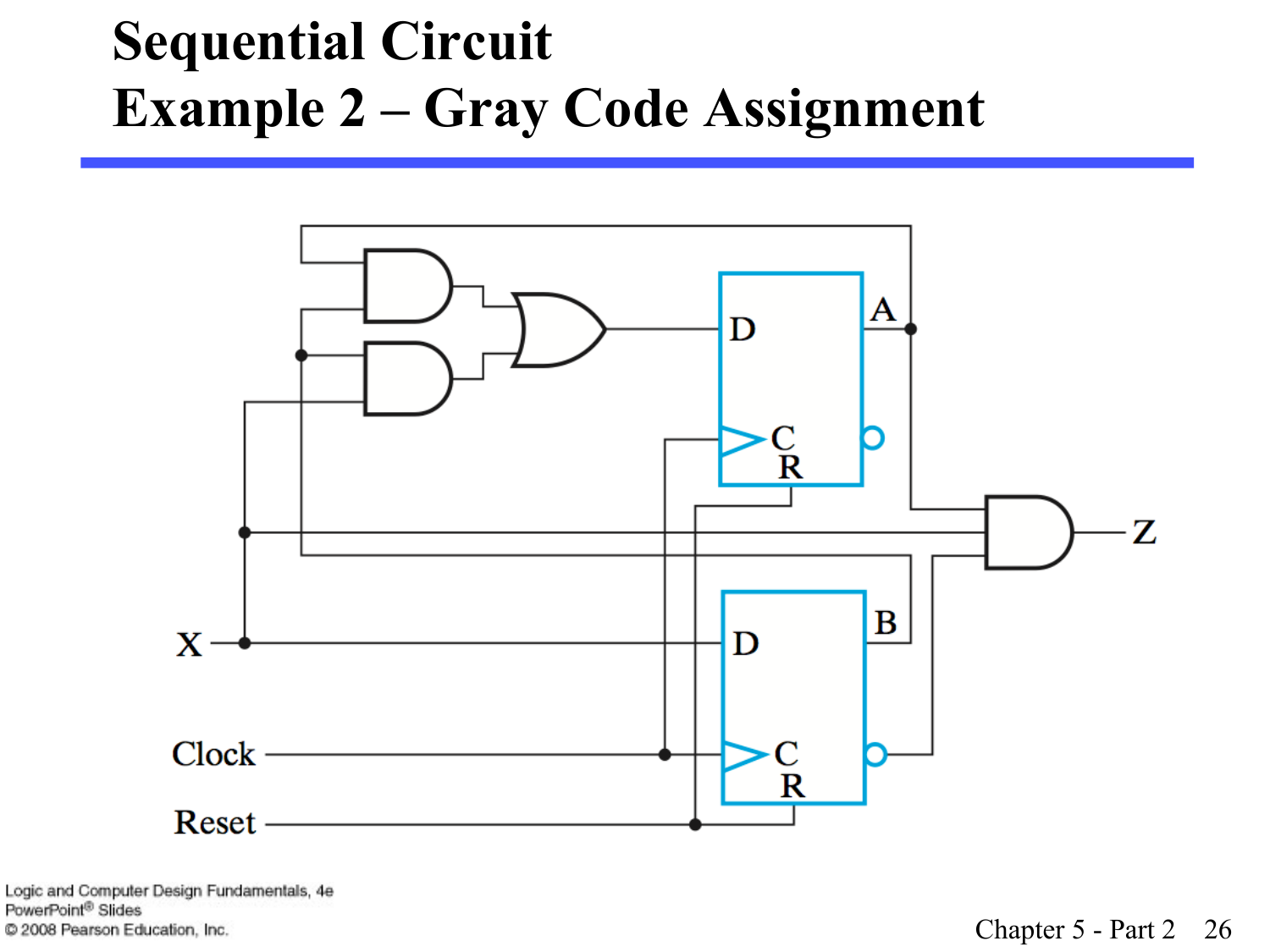# Sequential Circuit
# Example 2 – Gray Code Assignment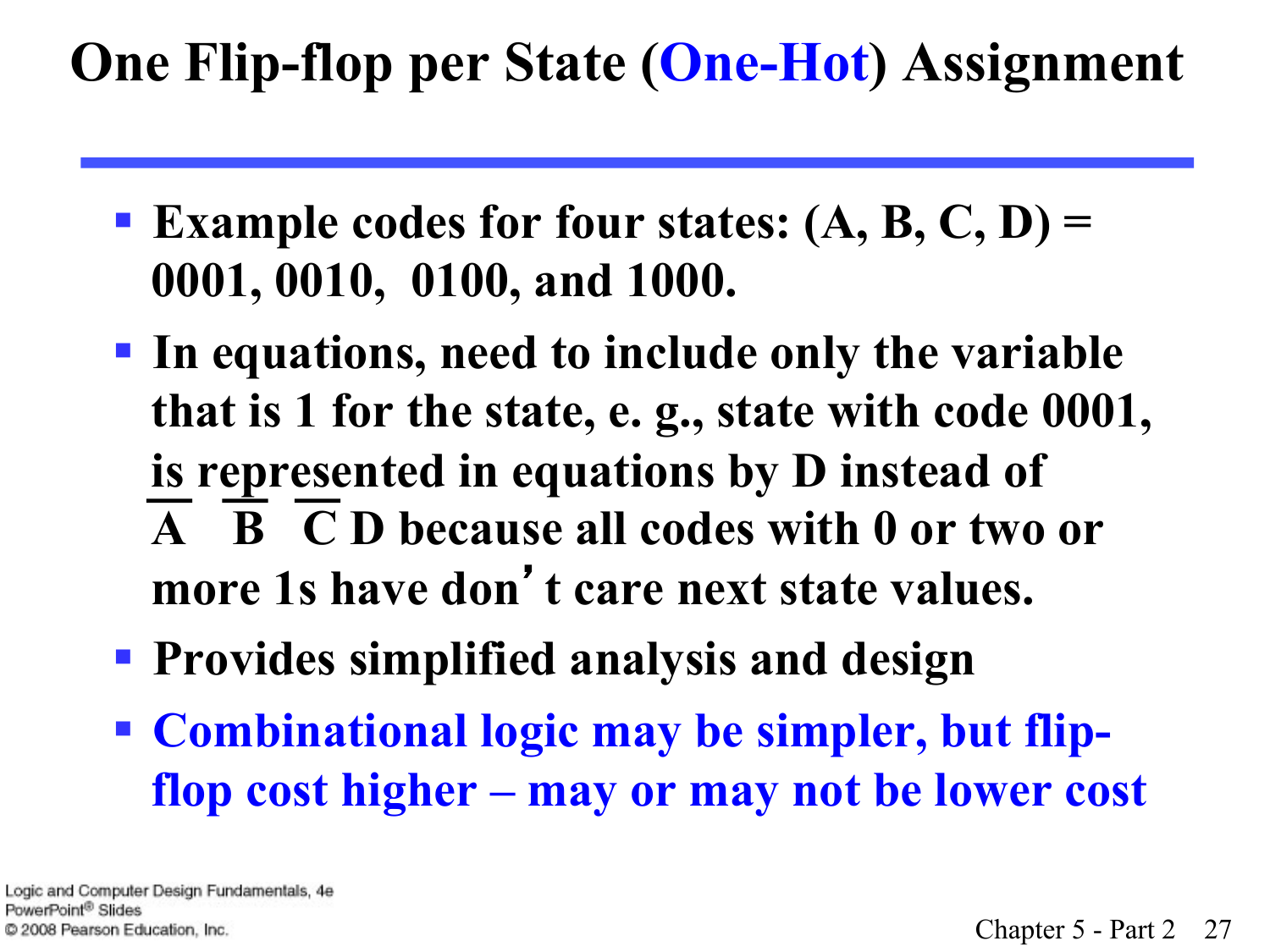# One Flip-flop per State (One-Hot) Assignment

- Example codes for four states: (A, B, C, D) = 0001, 0010, 0100, and 1000.
- In equations, need to include only the variable that is 1 for the state, e. g., state with code 0001, is represented in equations by D instead of $\overline{A}\ \overline{B}\ \overline{C}\ D$ because all codes with 0 or two or more 1s have don't care next state values.
- Provides simplified analysis and design
- Combinational logic may be simpler, but flip-flop cost higher – may or may not be lower cost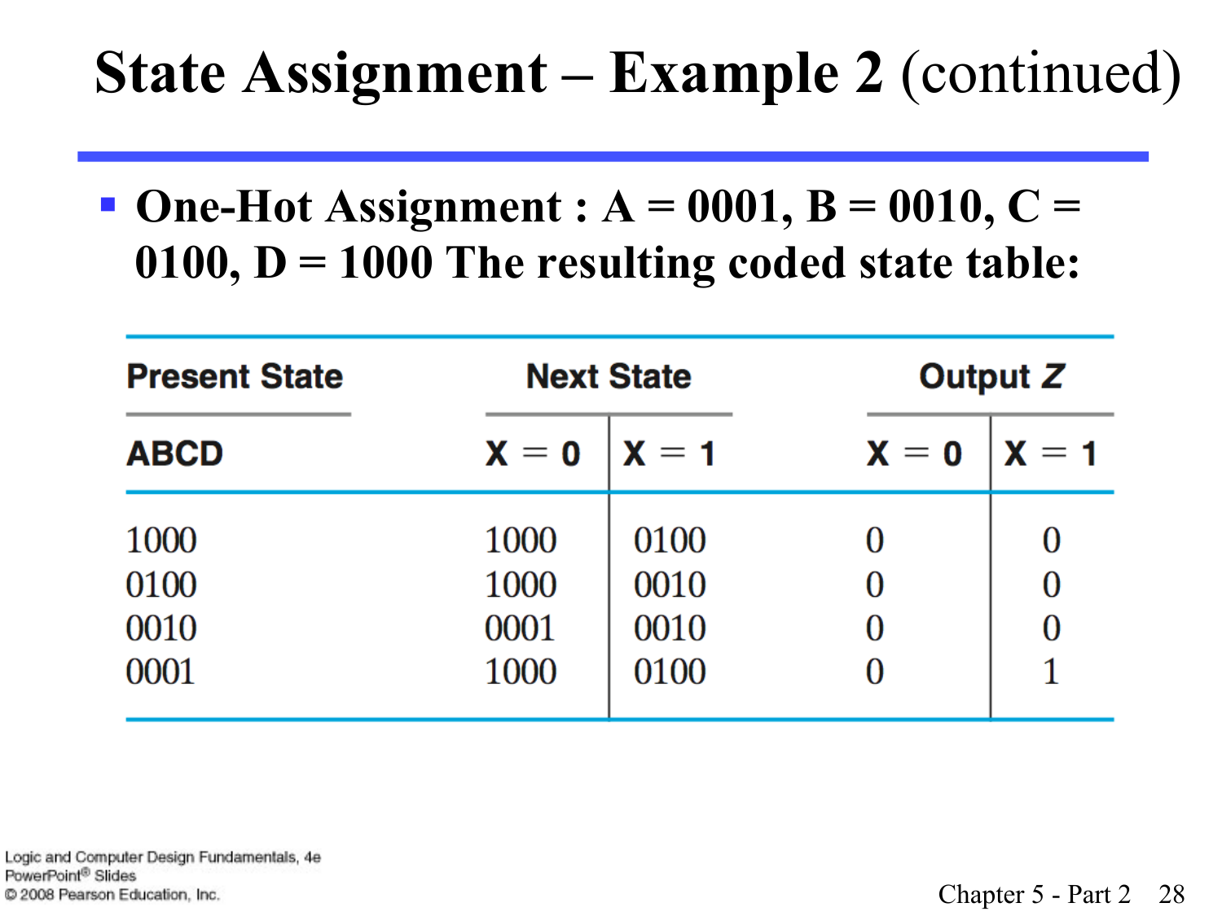# State Assignment – Example 2 (continued)

- **One-Hot Assignment : A = 0001, B = 0010, C = 0100, D = 1000 The resulting coded state table:**

| Present State | Next State | | Output Z | |
|---|---|---|---|---|
| ABCD | X = 0 | X = 1 | X = 0 | X = 1 |
| 1000 | 1000 | 0100 | 0 | 0 |
| 0100 | 1000 | 0010 | 0 | 0 |
| 0010 | 0001 | 0010 | 0 | 0 |
| 0001 | 1000 | 0100 | 0 | 1 |

Logic and Computer Design Fundamentals, 4e
PowerPoint® Slides
© 2008 Pearson Education, Inc.

Chapter 5 - Part 2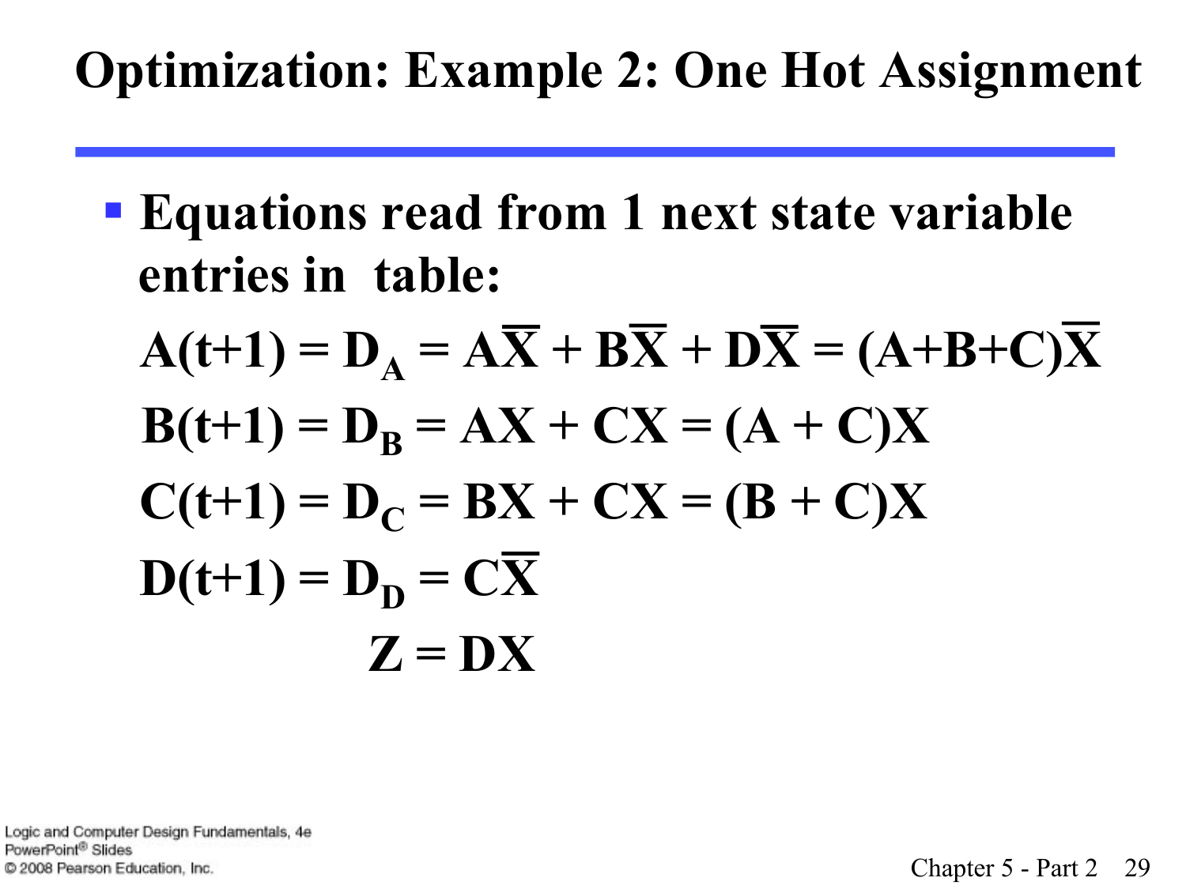# Optimization: Example 2: One Hot Assignment

- **Equations read from 1 next state variable entries in table:**

$$A(t+1) = D_A = A\overline{X} + B\overline{X} + D\overline{X} = (A+B+C)\overline{X}$$

$$B(t+1) = D_B = AX + CX = (A + C)X$$

$$C(t+1) = D_C = BX + CX = (B + C)X$$

$$D(t+1) = D_D = C\overline{X}$$

$$Z = DX$$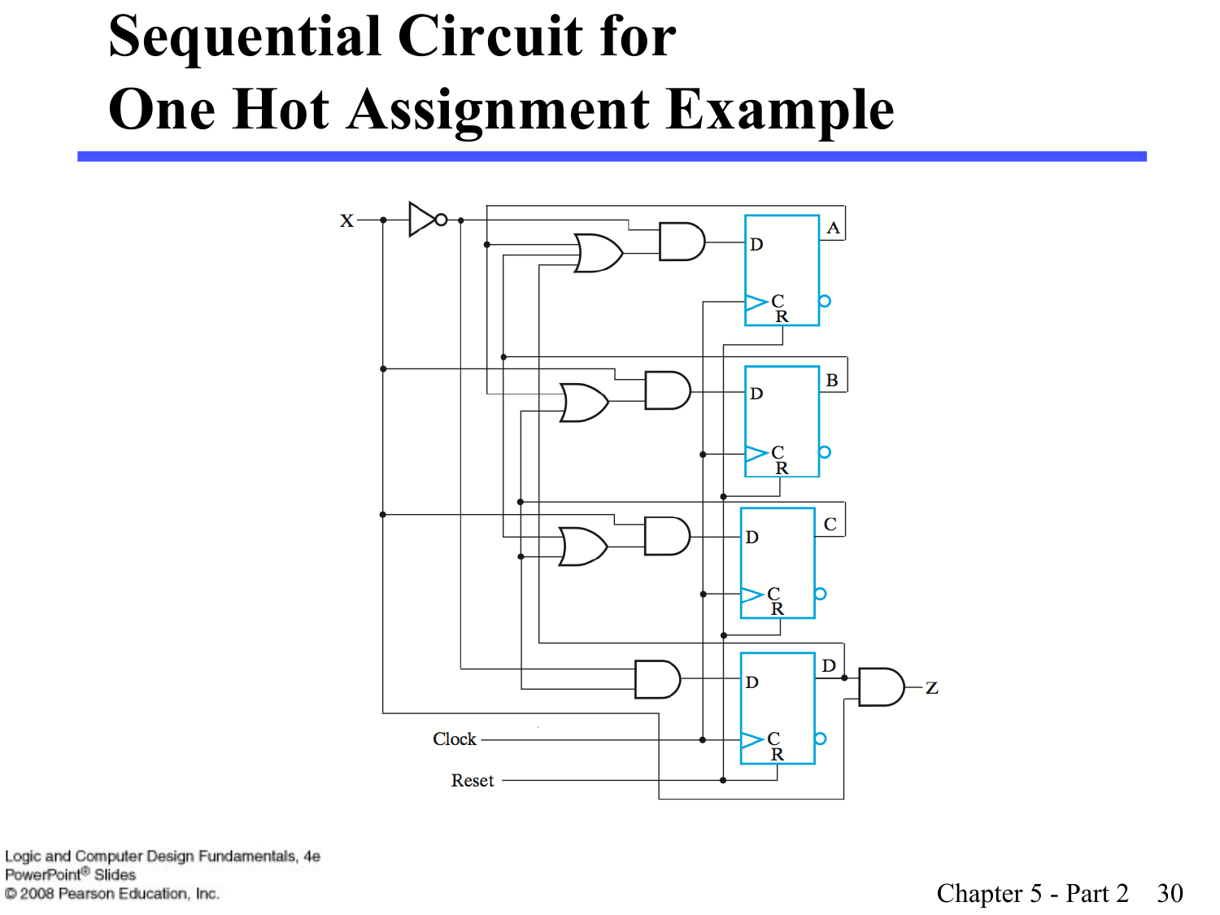# Sequential Circuit for One Hot Assignment Example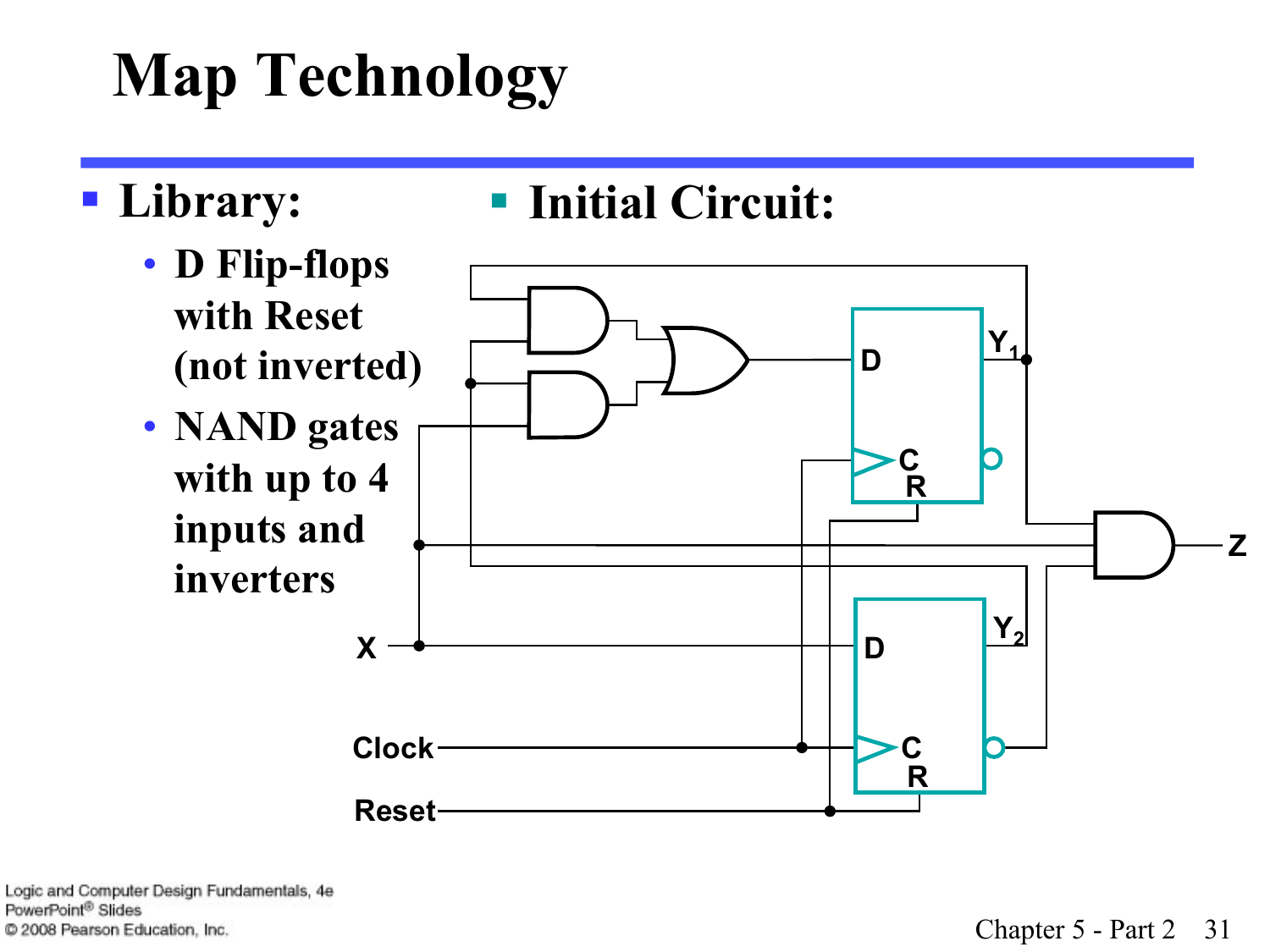# Map Technology

- **Library:**
  - D Flip-flops with Reset (not inverted)
  - NAND gates with up to 4 inputs and inverters

- **Initial Circuit:**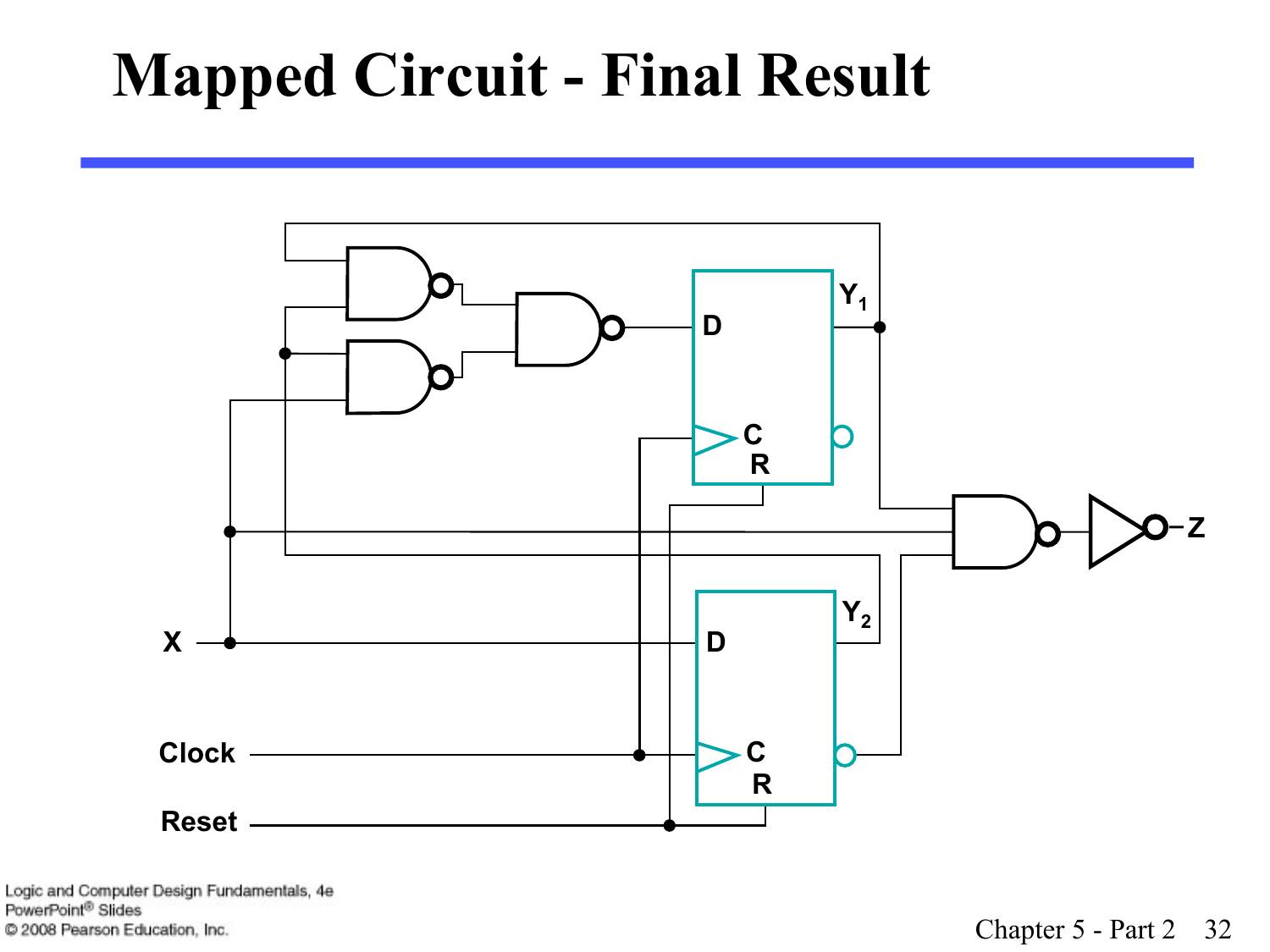# Mapped Circuit - Final Result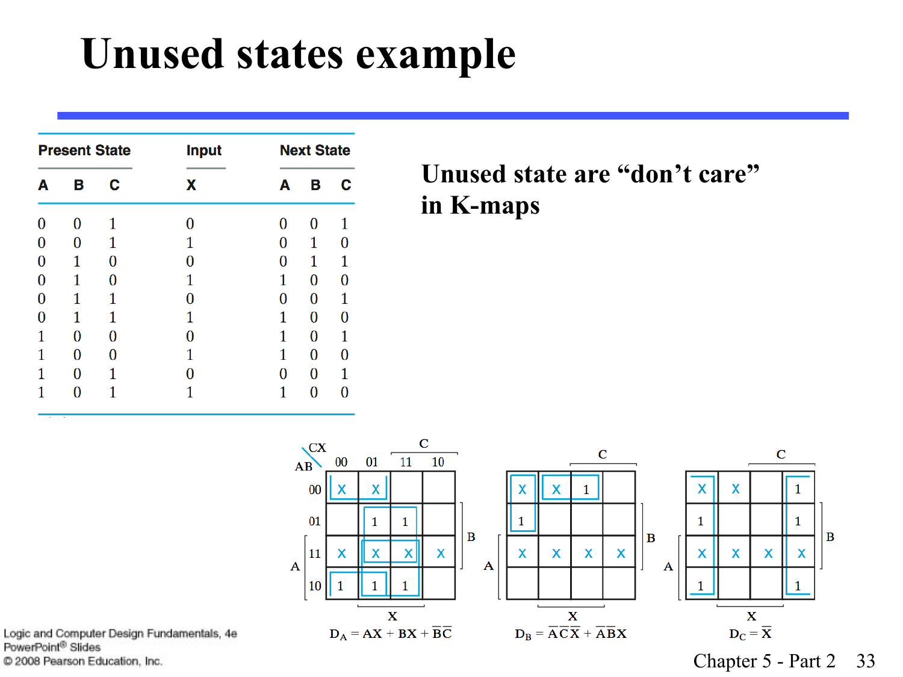# Unused states example

| Present State | | | Input | Next State | | |
|---|---|---|---|---|---|---|
| A | B | C | X | A | B | C |
| 0 | 0 | 1 | 0 | 0 | 0 | 1 |
| 0 | 0 | 1 | 1 | 0 | 1 | 0 |
| 0 | 1 | 0 | 0 | 0 | 1 | 1 |
| 0 | 1 | 0 | 1 | 1 | 0 | 0 |
| 0 | 1 | 1 | 0 | 0 | 0 | 1 |
| 0 | 1 | 1 | 1 | 1 | 0 | 0 |
| 1 | 0 | 0 | 0 | 1 | 0 | 1 |
| 1 | 0 | 0 | 1 | 1 | 0 | 0 |
| 1 | 0 | 1 | 0 | 0 | 0 | 1 |
| 1 | 0 | 1 | 1 | 1 | 0 | 0 |

**Unused state are "don't care" in K-maps**

K-map for $D_A$:

| AB \ CX | 00 | 01 | 11 | 10 |
|---|---|---|---|---|
| 00 | X | X | | |
| 01 | | 1 | 1 | |
| 11 | X | X | X | X |
| 10 | 1 | 1 | 1 | |

$D_A = AX + BX + \overline{B}\,\overline{C}$

K-map for $D_B$:

| AB \ CX | 00 | 01 | 11 | 10 |
|---|---|---|---|---|
| 00 | X | X | 1 | |
| 01 | 1 | | | |
| 11 | X | X | X | X |
| 10 | | | | |

$D_B = \overline{A}\,\overline{C}\,\overline{X} + \overline{A}\,\overline{B}X$

K-map for $D_C$:

| AB \ CX | 00 | 01 | 11 | 10 |
|---|---|---|---|---|
| 00 | X | X | | 1 |
| 01 | 1 | | | 1 |
| 11 | X | X | X | X |
| 10 | 1 | | | 1 |

$D_C = \overline{X}$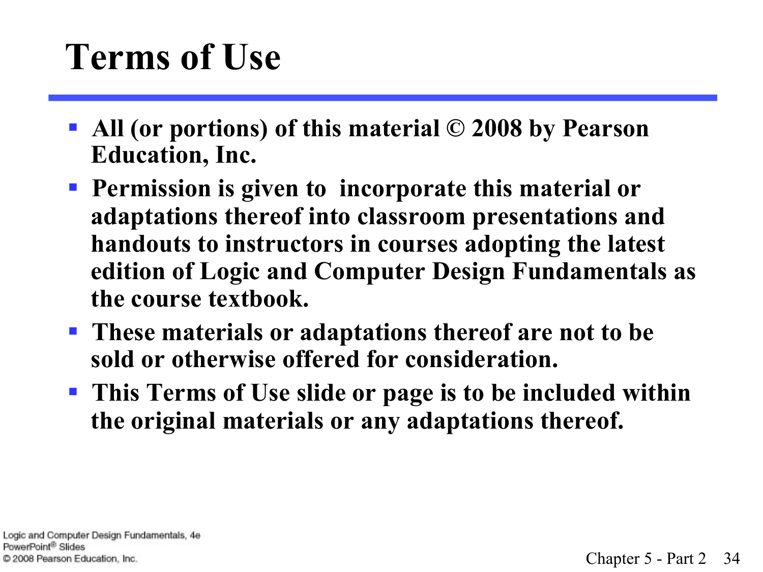# Terms of Use

- **All (or portions) of this material © 2008 by Pearson Education, Inc.**
- **Permission is given to incorporate this material or adaptations thereof into classroom presentations and handouts to instructors in courses adopting the latest edition of Logic and Computer Design Fundamentals as the course textbook.**
- **These materials or adaptations thereof are not to be sold or otherwise offered for consideration.**
- **This Terms of Use slide or page is to be included within the original materials or any adaptations thereof.**